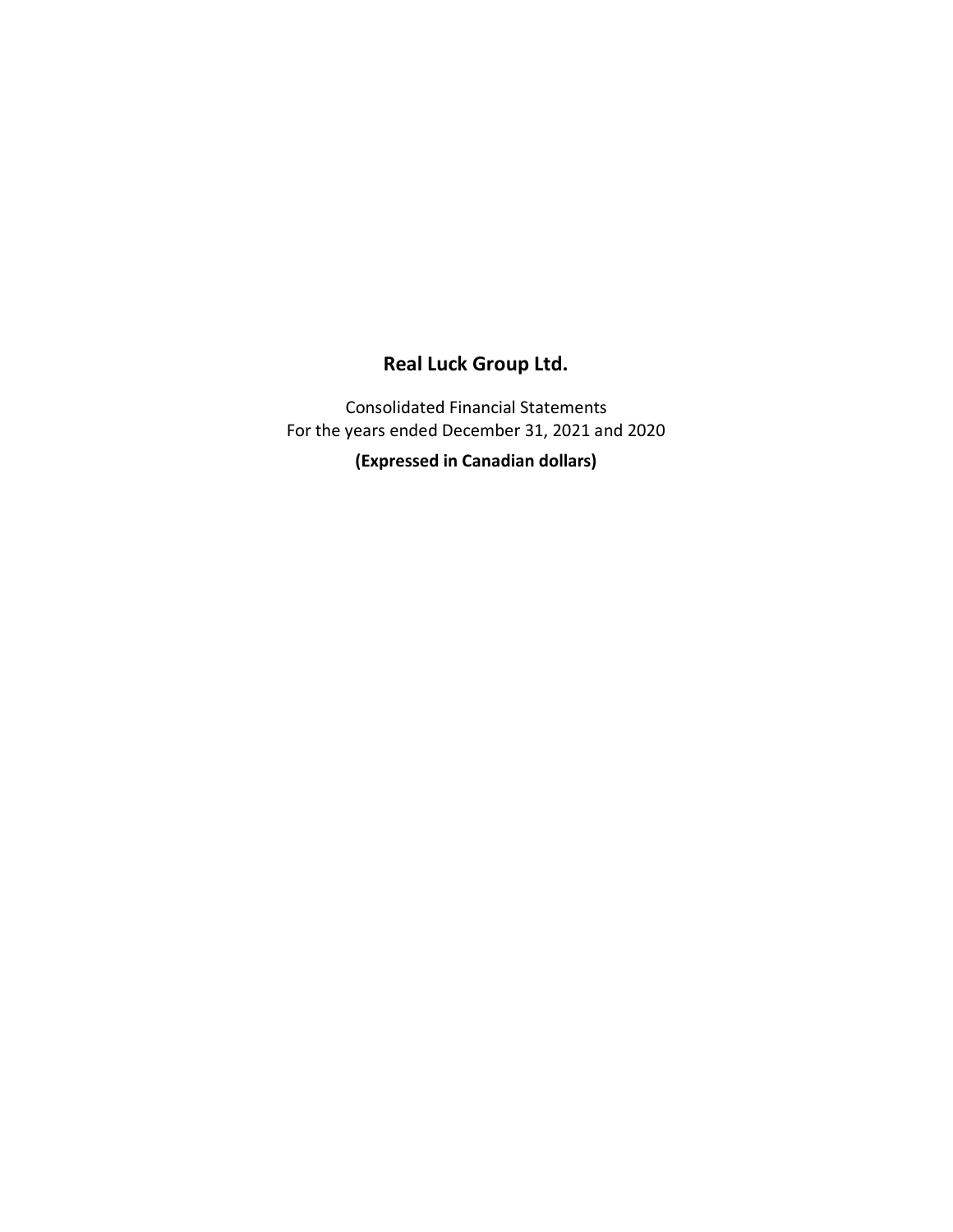# Real Luck Group Ltd.

Consolidated Financial Statements
For the years ended December 31, 2021 and 2020

**(Expressed in Canadian dollars)**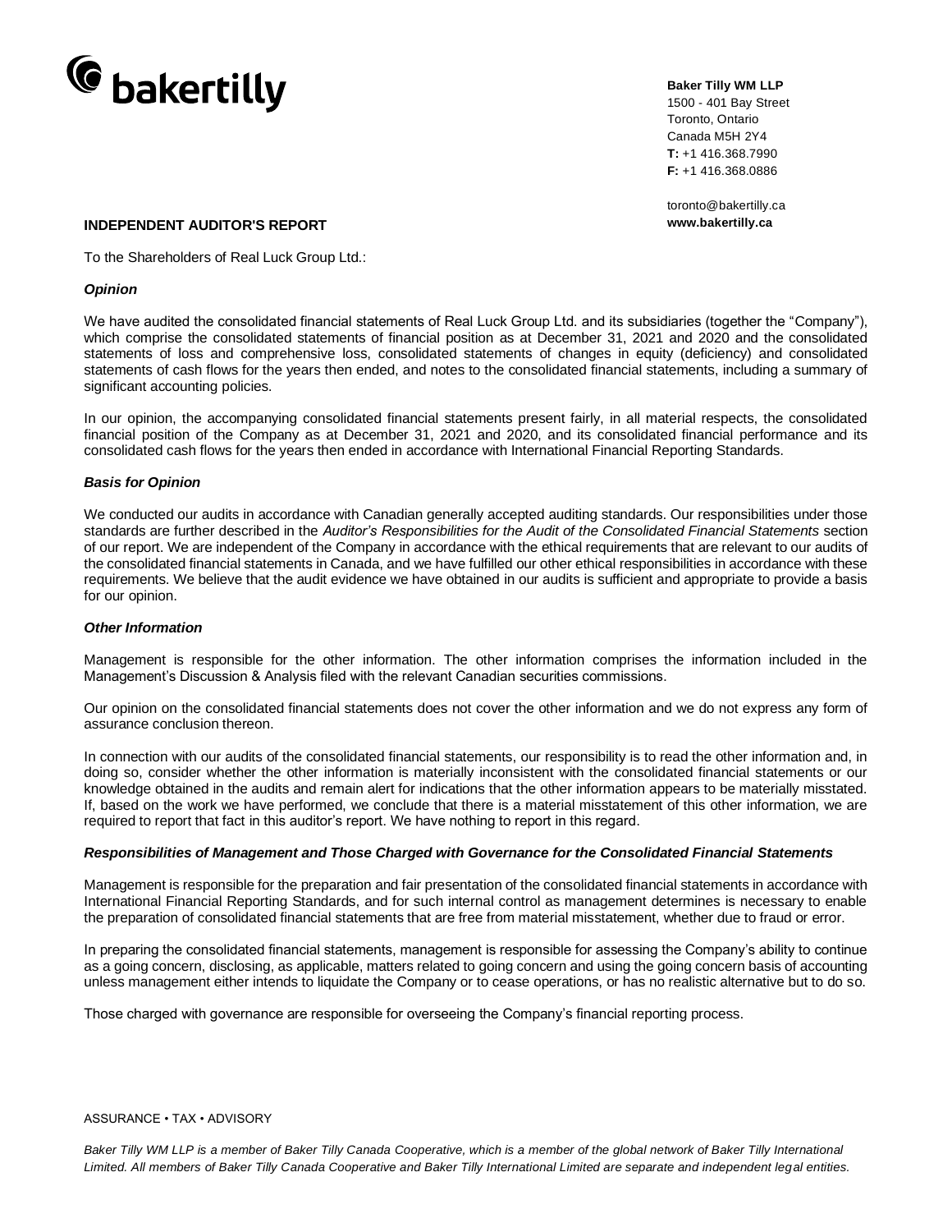**Baker Tilly WM LLP**
1500 - 401 Bay Street
Toronto, Ontario
Canada M5H 2Y4
**T:** +1 416.368.7990
**F:** +1 416.368.0886

toronto@bakertilly.ca
**www.bakertilly.ca**

# INDEPENDENT AUDITOR'S REPORT

To the Shareholders of Real Luck Group Ltd.:

### *Opinion*

We have audited the consolidated financial statements of Real Luck Group Ltd. and its subsidiaries (together the "Company"), which comprise the consolidated statements of financial position as at December 31, 2021 and 2020 and the consolidated statements of loss and comprehensive loss, consolidated statements of changes in equity (deficiency) and consolidated statements of cash flows for the years then ended, and notes to the consolidated financial statements, including a summary of significant accounting policies.

In our opinion, the accompanying consolidated financial statements present fairly, in all material respects, the consolidated financial position of the Company as at December 31, 2021 and 2020, and its consolidated financial performance and its consolidated cash flows for the years then ended in accordance with International Financial Reporting Standards.

### *Basis for Opinion*

We conducted our audits in accordance with Canadian generally accepted auditing standards. Our responsibilities under those standards are further described in the *Auditor's Responsibilities for the Audit of the Consolidated Financial Statements* section of our report. We are independent of the Company in accordance with the ethical requirements that are relevant to our audits of the consolidated financial statements in Canada, and we have fulfilled our other ethical responsibilities in accordance with these requirements. We believe that the audit evidence we have obtained in our audits is sufficient and appropriate to provide a basis for our opinion.

### *Other Information*

Management is responsible for the other information. The other information comprises the information included in the Management's Discussion & Analysis filed with the relevant Canadian securities commissions.

Our opinion on the consolidated financial statements does not cover the other information and we do not express any form of assurance conclusion thereon.

In connection with our audits of the consolidated financial statements, our responsibility is to read the other information and, in doing so, consider whether the other information is materially inconsistent with the consolidated financial statements or our knowledge obtained in the audits and remain alert for indications that the other information appears to be materially misstated. If, based on the work we have performed, we conclude that there is a material misstatement of this other information, we are required to report that fact in this auditor's report. We have nothing to report in this regard.

### *Responsibilities of Management and Those Charged with Governance for the Consolidated Financial Statements*

Management is responsible for the preparation and fair presentation of the consolidated financial statements in accordance with International Financial Reporting Standards, and for such internal control as management determines is necessary to enable the preparation of consolidated financial statements that are free from material misstatement, whether due to fraud or error.

In preparing the consolidated financial statements, management is responsible for assessing the Company's ability to continue as a going concern, disclosing, as applicable, matters related to going concern and using the going concern basis of accounting unless management either intends to liquidate the Company or to cease operations, or has no realistic alternative but to do so.

Those charged with governance are responsible for overseeing the Company's financial reporting process.

ASSURANCE • TAX • ADVISORY

*Baker Tilly WM LLP is a member of Baker Tilly Canada Cooperative, which is a member of the global network of Baker Tilly International Limited. All members of Baker Tilly Canada Cooperative and Baker Tilly International Limited are separate and independent legal entities.*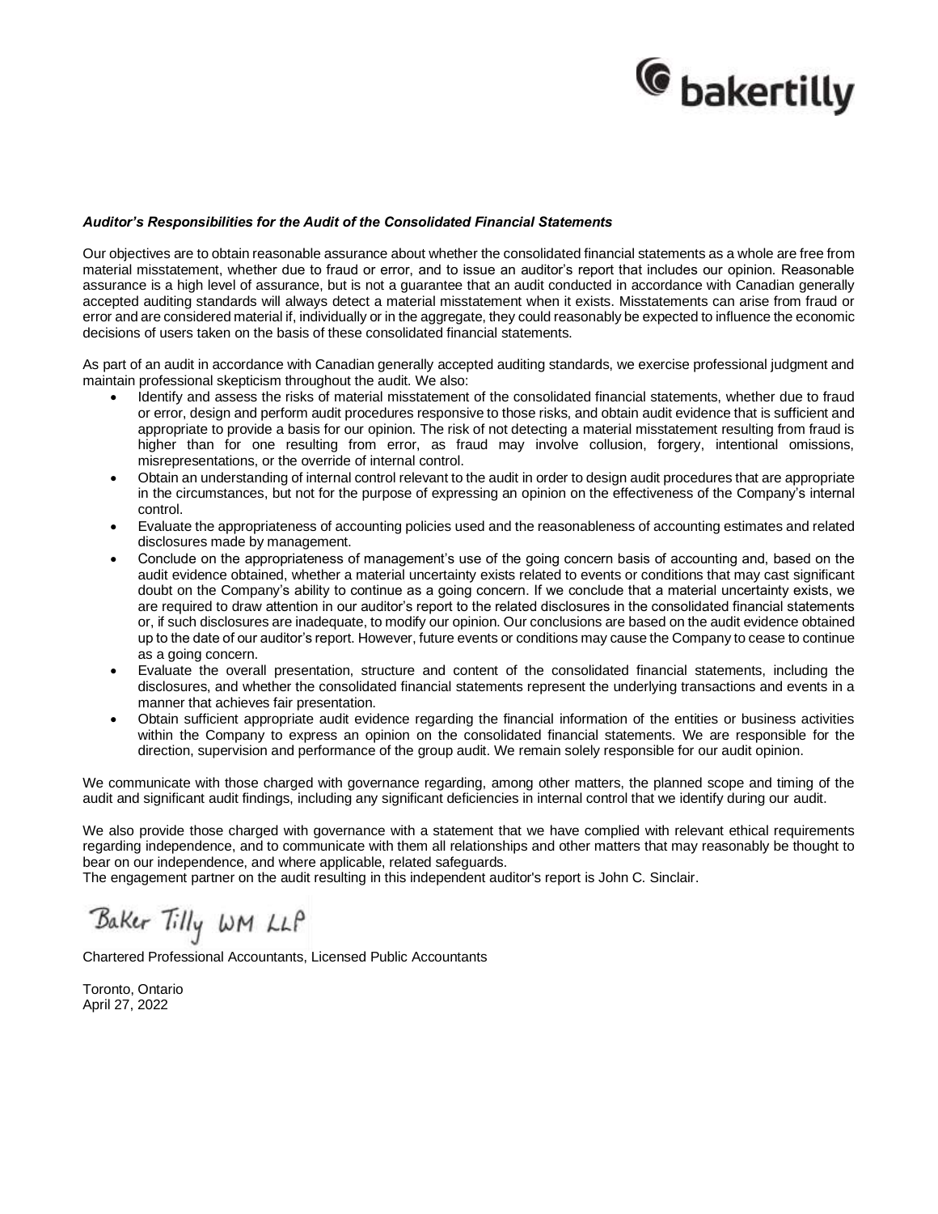***Auditor's Responsibilities for the Audit of the Consolidated Financial Statements***

Our objectives are to obtain reasonable assurance about whether the consolidated financial statements as a whole are free from material misstatement, whether due to fraud or error, and to issue an auditor's report that includes our opinion. Reasonable assurance is a high level of assurance, but is not a guarantee that an audit conducted in accordance with Canadian generally accepted auditing standards will always detect a material misstatement when it exists. Misstatements can arise from fraud or error and are considered material if, individually or in the aggregate, they could reasonably be expected to influence the economic decisions of users taken on the basis of these consolidated financial statements.

As part of an audit in accordance with Canadian generally accepted auditing standards, we exercise professional judgment and maintain professional skepticism throughout the audit. We also:

- Identify and assess the risks of material misstatement of the consolidated financial statements, whether due to fraud or error, design and perform audit procedures responsive to those risks, and obtain audit evidence that is sufficient and appropriate to provide a basis for our opinion. The risk of not detecting a material misstatement resulting from fraud is higher than for one resulting from error, as fraud may involve collusion, forgery, intentional omissions, misrepresentations, or the override of internal control.
- Obtain an understanding of internal control relevant to the audit in order to design audit procedures that are appropriate in the circumstances, but not for the purpose of expressing an opinion on the effectiveness of the Company's internal control.
- Evaluate the appropriateness of accounting policies used and the reasonableness of accounting estimates and related disclosures made by management.
- Conclude on the appropriateness of management's use of the going concern basis of accounting and, based on the audit evidence obtained, whether a material uncertainty exists related to events or conditions that may cast significant doubt on the Company's ability to continue as a going concern. If we conclude that a material uncertainty exists, we are required to draw attention in our auditor's report to the related disclosures in the consolidated financial statements or, if such disclosures are inadequate, to modify our opinion. Our conclusions are based on the audit evidence obtained up to the date of our auditor's report. However, future events or conditions may cause the Company to cease to continue as a going concern.
- Evaluate the overall presentation, structure and content of the consolidated financial statements, including the disclosures, and whether the consolidated financial statements represent the underlying transactions and events in a manner that achieves fair presentation.
- Obtain sufficient appropriate audit evidence regarding the financial information of the entities or business activities within the Company to express an opinion on the consolidated financial statements. We are responsible for the direction, supervision and performance of the group audit. We remain solely responsible for our audit opinion.

We communicate with those charged with governance regarding, among other matters, the planned scope and timing of the audit and significant audit findings, including any significant deficiencies in internal control that we identify during our audit.

We also provide those charged with governance with a statement that we have complied with relevant ethical requirements regarding independence, and to communicate with them all relationships and other matters that may reasonably be thought to bear on our independence, and where applicable, related safeguards.
The engagement partner on the audit resulting in this independent auditor's report is John C. Sinclair.

Baker Tilly WM LLP

Chartered Professional Accountants, Licensed Public Accountants

Toronto, Ontario
April 27, 2022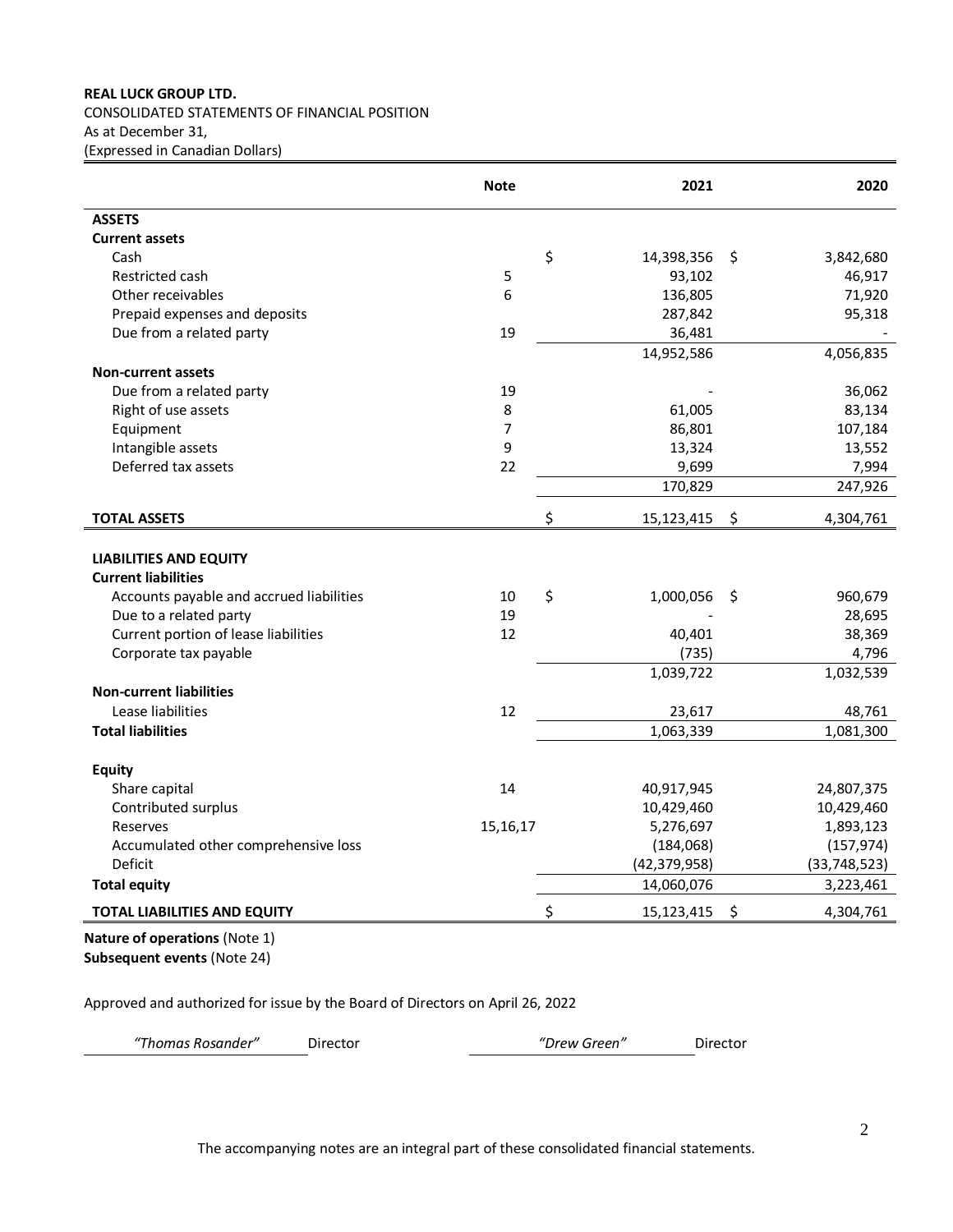**REAL LUCK GROUP LTD.**
CONSOLIDATED STATEMENTS OF FINANCIAL POSITION
As at December 31,
(Expressed in Canadian Dollars)

| | Note | 2021 | 2020 |
|---|---|---|---|
| **ASSETS** | | | |
| **Current assets** | | | |
| Cash | | $ 14,398,356 | $ 3,842,680 |
| Restricted cash | 5 | 93,102 | 46,917 |
| Other receivables | 6 | 136,805 | 71,920 |
| Prepaid expenses and deposits | | 287,842 | 95,318 |
| Due from a related party | 19 | 36,481 | - |
| | | 14,952,586 | 4,056,835 |
| **Non-current assets** | | | |
| Due from a related party | 19 | - | 36,062 |
| Right of use assets | 8 | 61,005 | 83,134 |
| Equipment | 7 | 86,801 | 107,184 |
| Intangible assets | 9 | 13,324 | 13,552 |
| Deferred tax assets | 22 | 9,699 | 7,994 |
| | | 170,829 | 247,926 |
| **TOTAL ASSETS** | | $ 15,123,415 | $ 4,304,761 |
| **LIABILITIES AND EQUITY** | | | |
| **Current liabilities** | | | |
| Accounts payable and accrued liabilities | 10 | $ 1,000,056 | $ 960,679 |
| Due to a related party | 19 | - | 28,695 |
| Current portion of lease liabilities | 12 | 40,401 | 38,369 |
| Corporate tax payable | | (735) | 4,796 |
| | | 1,039,722 | 1,032,539 |
| **Non-current liabilities** | | | |
| Lease liabilities | 12 | 23,617 | 48,761 |
| **Total liabilities** | | 1,063,339 | 1,081,300 |
| **Equity** | | | |
| Share capital | 14 | 40,917,945 | 24,807,375 |
| Contributed surplus | | 10,429,460 | 10,429,460 |
| Reserves | 15,16,17 | 5,276,697 | 1,893,123 |
| Accumulated other comprehensive loss | | (184,068) | (157,974) |
| Deficit | | (42,379,958) | (33,748,523) |
| **Total equity** | | 14,060,076 | 3,223,461 |
| **TOTAL LIABILITIES AND EQUITY** | | $ 15,123,415 | $ 4,304,761 |

**Nature of operations** (Note 1)
**Subsequent events** (Note 24)

Approved and authorized for issue by the Board of Directors on April 26, 2022

*"Thomas Rosander"* Director *"Drew Green"* Director

The accompanying notes are an integral part of these consolidated financial statements.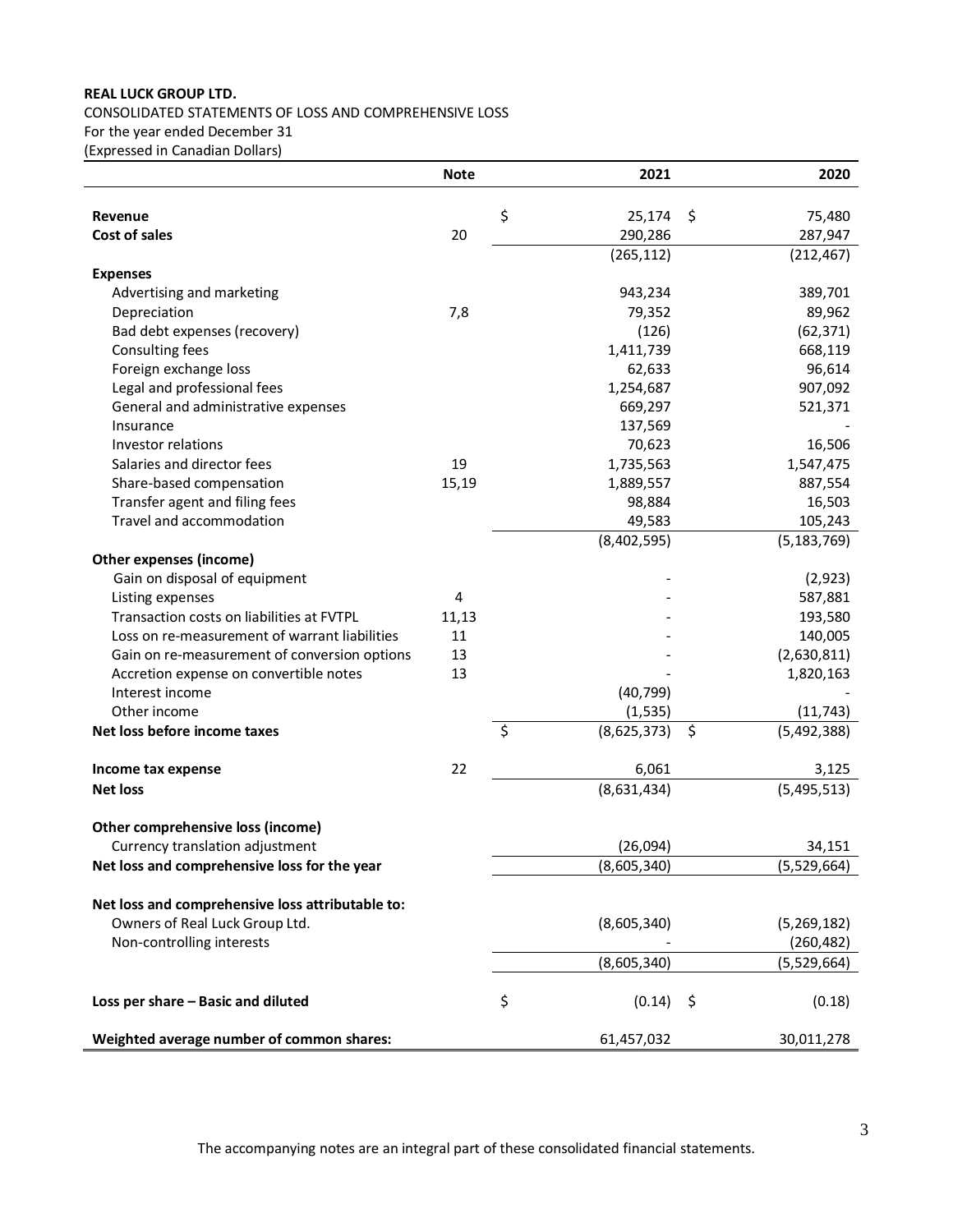**REAL LUCK GROUP LTD.**

CONSOLIDATED STATEMENTS OF LOSS AND COMPREHENSIVE LOSS
For the year ended December 31
(Expressed in Canadian Dollars)

| | Note | 2021 | 2020 |
|---|---|---|---|
| **Revenue** | | $ 25,174 | $ 75,480 |
| **Cost of sales** | 20 | 290,286 | 287,947 |
| | | (265,112) | (212,467) |
| **Expenses** | | | |
| Advertising and marketing | | 943,234 | 389,701 |
| Depreciation | 7,8 | 79,352 | 89,962 |
| Bad debt expenses (recovery) | | (126) | (62,371) |
| Consulting fees | | 1,411,739 | 668,119 |
| Foreign exchange loss | | 62,633 | 96,614 |
| Legal and professional fees | | 1,254,687 | 907,092 |
| General and administrative expenses | | 669,297 | 521,371 |
| Insurance | | 137,569 | - |
| Investor relations | | 70,623 | 16,506 |
| Salaries and director fees | 19 | 1,735,563 | 1,547,475 |
| Share-based compensation | 15,19 | 1,889,557 | 887,554 |
| Transfer agent and filing fees | | 98,884 | 16,503 |
| Travel and accommodation | | 49,583 | 105,243 |
| | | (8,402,595) | (5,183,769) |
| **Other expenses (income)** | | | |
| Gain on disposal of equipment | | - | (2,923) |
| Listing expenses | 4 | - | 587,881 |
| Transaction costs on liabilities at FVTPL | 11,13 | - | 193,580 |
| Loss on re-measurement of warrant liabilities | 11 | - | 140,005 |
| Gain on re-measurement of conversion options | 13 | - | (2,630,811) |
| Accretion expense on convertible notes | 13 | - | 1,820,163 |
| Interest income | | (40,799) | - |
| Other income | | (1,535) | (11,743) |
| **Net loss before income taxes** | | $ (8,625,373) | $ (5,492,388) |
| | | | |
| **Income tax expense** | 22 | 6,061 | 3,125 |
| **Net loss** | | (8,631,434) | (5,495,513) |
| | | | |
| **Other comprehensive loss (income)** | | | |
| Currency translation adjustment | | (26,094) | 34,151 |
| **Net loss and comprehensive loss for the year** | | (8,605,340) | (5,529,664) |
| | | | |
| **Net loss and comprehensive loss attributable to:** | | | |
| Owners of Real Luck Group Ltd. | | (8,605,340) | (5,269,182) |
| Non-controlling interests | | - | (260,482) |
| | | (8,605,340) | (5,529,664) |
| | | | |
| **Loss per share – Basic and diluted** | | $ (0.14) | $ (0.18) |
| | | | |
| **Weighted average number of common shares:** | | 61,457,032 | 30,011,278 |

The accompanying notes are an integral part of these consolidated financial statements.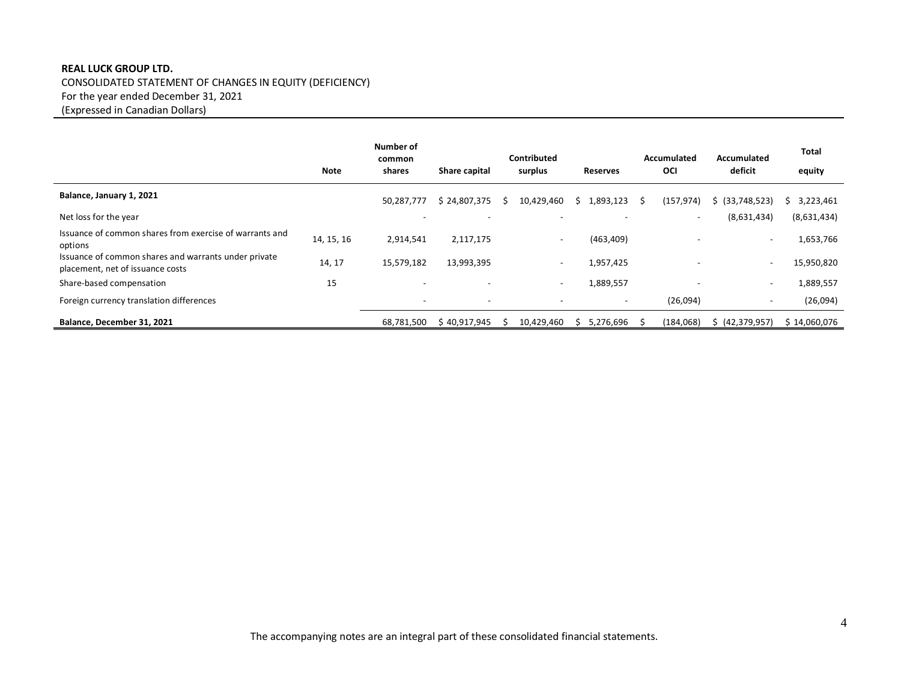**REAL LUCK GROUP LTD.**
CONSOLIDATED STATEMENT OF CHANGES IN EQUITY (DEFICIENCY)
For the year ended December 31, 2021
(Expressed in Canadian Dollars)

| | Note | Number of common shares | Share capital | Contributed surplus | Reserves | Accumulated OCI | Accumulated deficit | Total equity |
|---|---|---|---|---|---|---|---|---|
| **Balance, January 1, 2021** | | 50,287,777 | $ 24,807,375 | $ 10,429,460 | $ 1,893,123 | $ (157,974) | $ (33,748,523) | $ 3,223,461 |
| Net loss for the year | | - | - | - | - | - | (8,631,434) | (8,631,434) |
| Issuance of common shares from exercise of warrants and options | 14, 15, 16 | 2,914,541 | 2,117,175 | - | (463,409) | - | - | 1,653,766 |
| Issuance of common shares and warrants under private placement, net of issuance costs | 14, 17 | 15,579,182 | 13,993,395 | - | 1,957,425 | - | - | 15,950,820 |
| Share-based compensation | 15 | - | - | - | 1,889,557 | - | - | 1,889,557 |
| Foreign currency translation differences | | - | - | - | - | (26,094) | - | (26,094) |
| **Balance, December 31, 2021** | | 68,781,500 | $ 40,917,945 | $ 10,429,460 | $ 5,276,696 | $ (184,068) | $ (42,379,957) | $ 14,060,076 |

The accompanying notes are an integral part of these consolidated financial statements.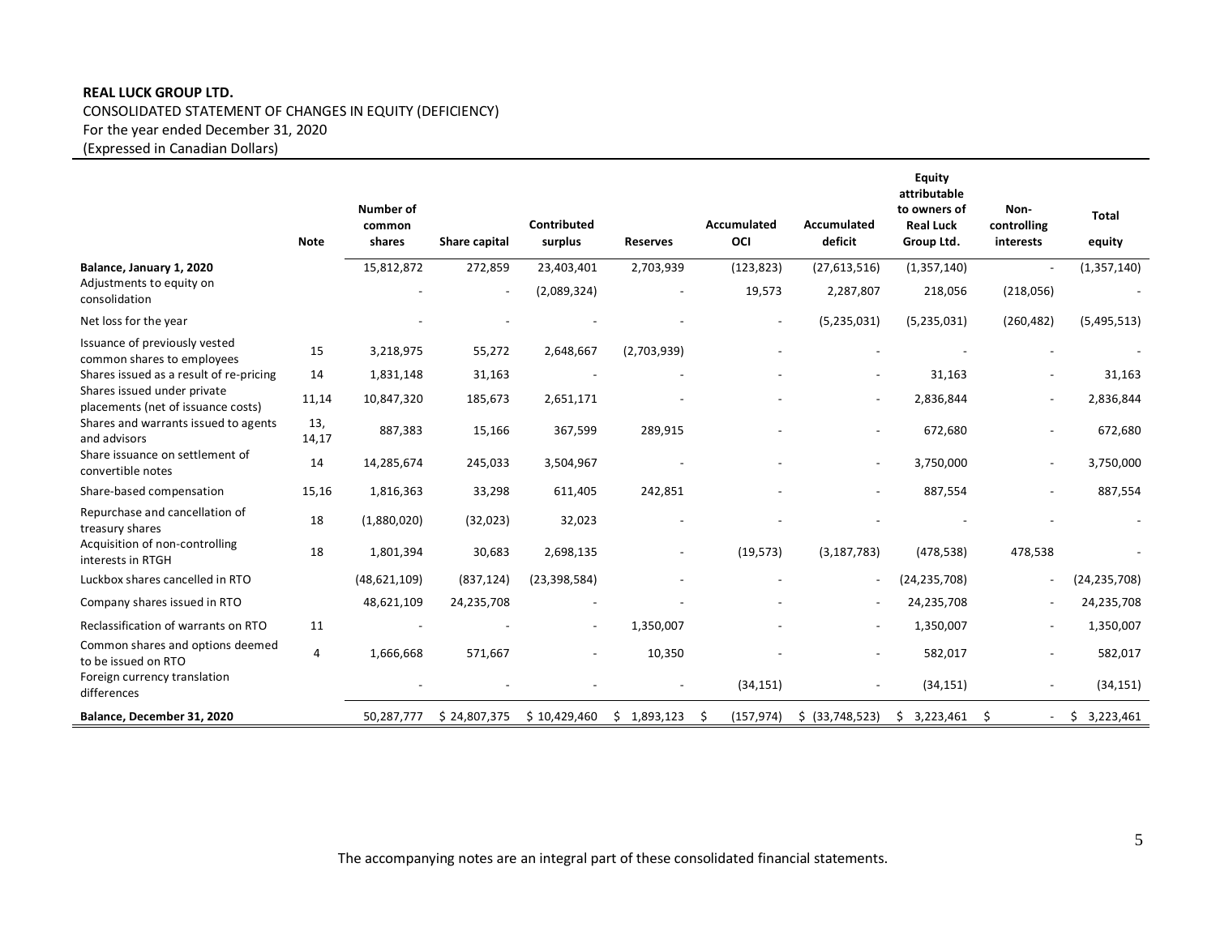**REAL LUCK GROUP LTD.**

CONSOLIDATED STATEMENT OF CHANGES IN EQUITY (DEFICIENCY)

For the year ended December 31, 2020

(Expressed in Canadian Dollars)

| | Note | Number of common shares | Share capital | Contributed surplus | Reserves | Accumulated OCI | Accumulated deficit | Equity attributable to owners of Real Luck Group Ltd. | Non-controlling interests | Total equity |
|---|---|---|---|---|---|---|---|---|---|---|
| **Balance, January 1, 2020** | | 15,812,872 | 272,859 | 23,403,401 | 2,703,939 | (123,823) | (27,613,516) | (1,357,140) | - | (1,357,140) |
| Adjustments to equity on consolidation | | - | - | (2,089,324) | - | 19,573 | 2,287,807 | 218,056 | (218,056) | - |
| Net loss for the year | | - | - | - | - | - | (5,235,031) | (5,235,031) | (260,482) | (5,495,513) |
| Issuance of previously vested common shares to employees | 15 | 3,218,975 | 55,272 | 2,648,667 | (2,703,939) | - | - | - | - | - |
| Shares issued as a result of re-pricing | 14 | 1,831,148 | 31,163 | - | - | - | - | 31,163 | - | 31,163 |
| Shares issued under private placements (net of issuance costs) | 11,14 | 10,847,320 | 185,673 | 2,651,171 | - | - | - | 2,836,844 | - | 2,836,844 |
| Shares and warrants issued to agents and advisors | 13, 14,17 | 887,383 | 15,166 | 367,599 | 289,915 | - | - | 672,680 | - | 672,680 |
| Share issuance on settlement of convertible notes | 14 | 14,285,674 | 245,033 | 3,504,967 | - | - | - | 3,750,000 | - | 3,750,000 |
| Share-based compensation | 15,16 | 1,816,363 | 33,298 | 611,405 | 242,851 | - | - | 887,554 | - | 887,554 |
| Repurchase and cancellation of treasury shares | 18 | (1,880,020) | (32,023) | 32,023 | - | - | - | - | - | - |
| Acquisition of non-controlling interests in RTGH | 18 | 1,801,394 | 30,683 | 2,698,135 | - | (19,573) | (3,187,783) | (478,538) | 478,538 | - |
| Luckbox shares cancelled in RTO | | (48,621,109) | (837,124) | (23,398,584) | - | - | - | (24,235,708) | - | (24,235,708) |
| Company shares issued in RTO | | 48,621,109 | 24,235,708 | - | - | - | - | 24,235,708 | - | 24,235,708 |
| Reclassification of warrants on RTO | 11 | - | - | - | 1,350,007 | - | - | 1,350,007 | - | 1,350,007 |
| Common shares and options deemed to be issued on RTO | 4 | 1,666,668 | 571,667 | - | 10,350 | - | - | 582,017 | - | 582,017 |
| Foreign currency translation differences | | - | - | - | - | (34,151) | - | (34,151) | - | (34,151) |
| **Balance, December 31, 2020** | | 50,287,777 | $ 24,807,375 | $ 10,429,460 | $ 1,893,123 | $ (157,974) | $ (33,748,523) | $ 3,223,461 | $ - | $ 3,223,461 |

The accompanying notes are an integral part of these consolidated financial statements.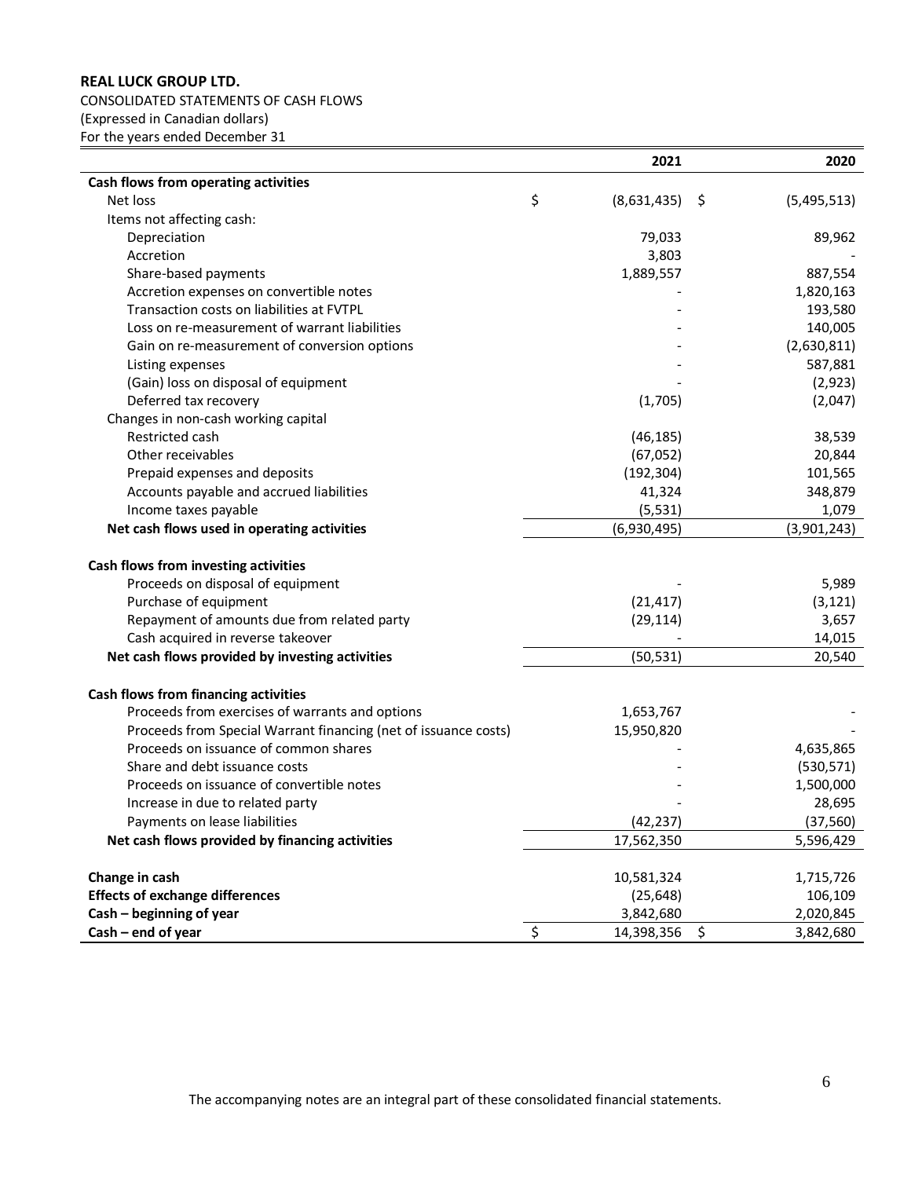**REAL LUCK GROUP LTD.**

CONSOLIDATED STATEMENTS OF CASH FLOWS

(Expressed in Canadian dollars)

For the years ended December 31

| | 2021 | 2020 |
|---|---|---|
| **Cash flows from operating activities** | | |
| Net loss | $ (8,631,435) | $ (5,495,513) |
| Items not affecting cash: | | |
| Depreciation | 79,033 | 89,962 |
| Accretion | 3,803 | - |
| Share-based payments | 1,889,557 | 887,554 |
| Accretion expenses on convertible notes | - | 1,820,163 |
| Transaction costs on liabilities at FVTPL | - | 193,580 |
| Loss on re-measurement of warrant liabilities | - | 140,005 |
| Gain on re-measurement of conversion options | - | (2,630,811) |
| Listing expenses | - | 587,881 |
| (Gain) loss on disposal of equipment | - | (2,923) |
| Deferred tax recovery | (1,705) | (2,047) |
| Changes in non-cash working capital | | |
| Restricted cash | (46,185) | 38,539 |
| Other receivables | (67,052) | 20,844 |
| Prepaid expenses and deposits | (192,304) | 101,565 |
| Accounts payable and accrued liabilities | 41,324 | 348,879 |
| Income taxes payable | (5,531) | 1,079 |
| **Net cash flows used in operating activities** | (6,930,495) | (3,901,243) |
| | | |
| **Cash flows from investing activities** | | |
| Proceeds on disposal of equipment | - | 5,989 |
| Purchase of equipment | (21,417) | (3,121) |
| Repayment of amounts due from related party | (29,114) | 3,657 |
| Cash acquired in reverse takeover | - | 14,015 |
| **Net cash flows provided by investing activities** | (50,531) | 20,540 |
| | | |
| **Cash flows from financing activities** | | |
| Proceeds from exercises of warrants and options | 1,653,767 | - |
| Proceeds from Special Warrant financing (net of issuance costs) | 15,950,820 | - |
| Proceeds on issuance of common shares | - | 4,635,865 |
| Share and debt issuance costs | - | (530,571) |
| Proceeds on issuance of convertible notes | - | 1,500,000 |
| Increase in due to related party | - | 28,695 |
| Payments on lease liabilities | (42,237) | (37,560) |
| **Net cash flows provided by financing activities** | 17,562,350 | 5,596,429 |
| | | |
| **Change in cash** | 10,581,324 | 1,715,726 |
| **Effects of exchange differences** | (25,648) | 106,109 |
| **Cash – beginning of year** | 3,842,680 | 2,020,845 |
| **Cash – end of year** | $ 14,398,356 | $ 3,842,680 |

The accompanying notes are an integral part of these consolidated financial statements.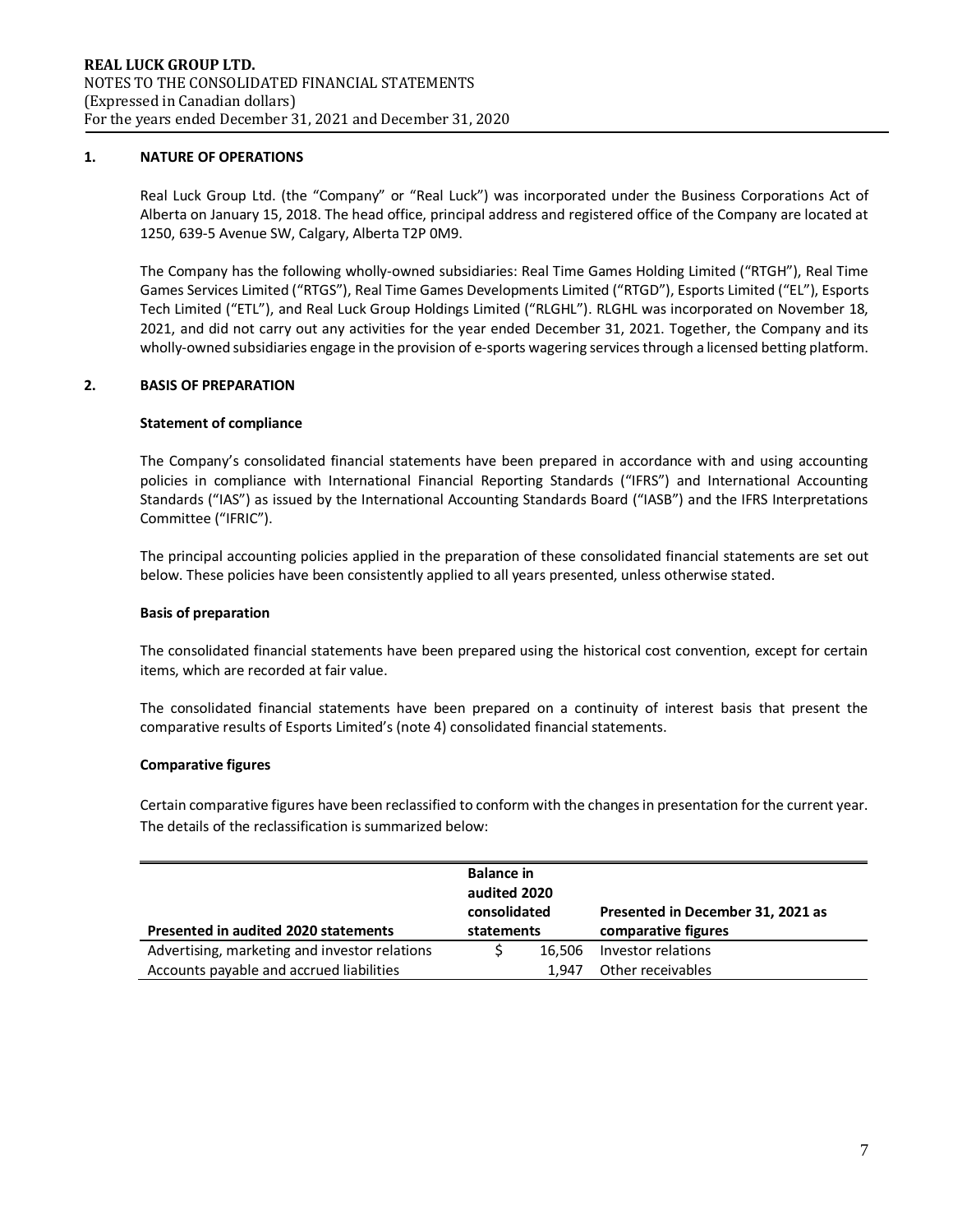**REAL LUCK GROUP LTD.**
NOTES TO THE CONSOLIDATED FINANCIAL STATEMENTS
(Expressed in Canadian dollars)
For the years ended December 31, 2021 and December 31, 2020

## 1. NATURE OF OPERATIONS

Real Luck Group Ltd. (the "Company" or "Real Luck") was incorporated under the Business Corporations Act of Alberta on January 15, 2018. The head office, principal address and registered office of the Company are located at 1250, 639-5 Avenue SW, Calgary, Alberta T2P 0M9.

The Company has the following wholly-owned subsidiaries: Real Time Games Holding Limited ("RTGH"), Real Time Games Services Limited ("RTGS"), Real Time Games Developments Limited ("RTGD"), Esports Limited ("EL"), Esports Tech Limited ("ETL"), and Real Luck Group Holdings Limited ("RLGHL"). RLGHL was incorporated on November 18, 2021, and did not carry out any activities for the year ended December 31, 2021. Together, the Company and its wholly-owned subsidiaries engage in the provision of e-sports wagering services through a licensed betting platform.

## 2. BASIS OF PREPARATION

### Statement of compliance

The Company's consolidated financial statements have been prepared in accordance with and using accounting policies in compliance with International Financial Reporting Standards ("IFRS") and International Accounting Standards ("IAS") as issued by the International Accounting Standards Board ("IASB") and the IFRS Interpretations Committee ("IFRIC").

The principal accounting policies applied in the preparation of these consolidated financial statements are set out below. These policies have been consistently applied to all years presented, unless otherwise stated.

### Basis of preparation

The consolidated financial statements have been prepared using the historical cost convention, except for certain items, which are recorded at fair value.

The consolidated financial statements have been prepared on a continuity of interest basis that present the comparative results of Esports Limited's (note 4) consolidated financial statements.

### Comparative figures

Certain comparative figures have been reclassified to conform with the changes in presentation for the current year. The details of the reclassification is summarized below:

| Presented in audited 2020 statements | Balance in audited 2020 consolidated statements | Presented in December 31, 2021 as comparative figures |
|---|---|---|
| Advertising, marketing and investor relations | $ 16,506 | Investor relations |
| Accounts payable and accrued liabilities | 1,947 | Other receivables |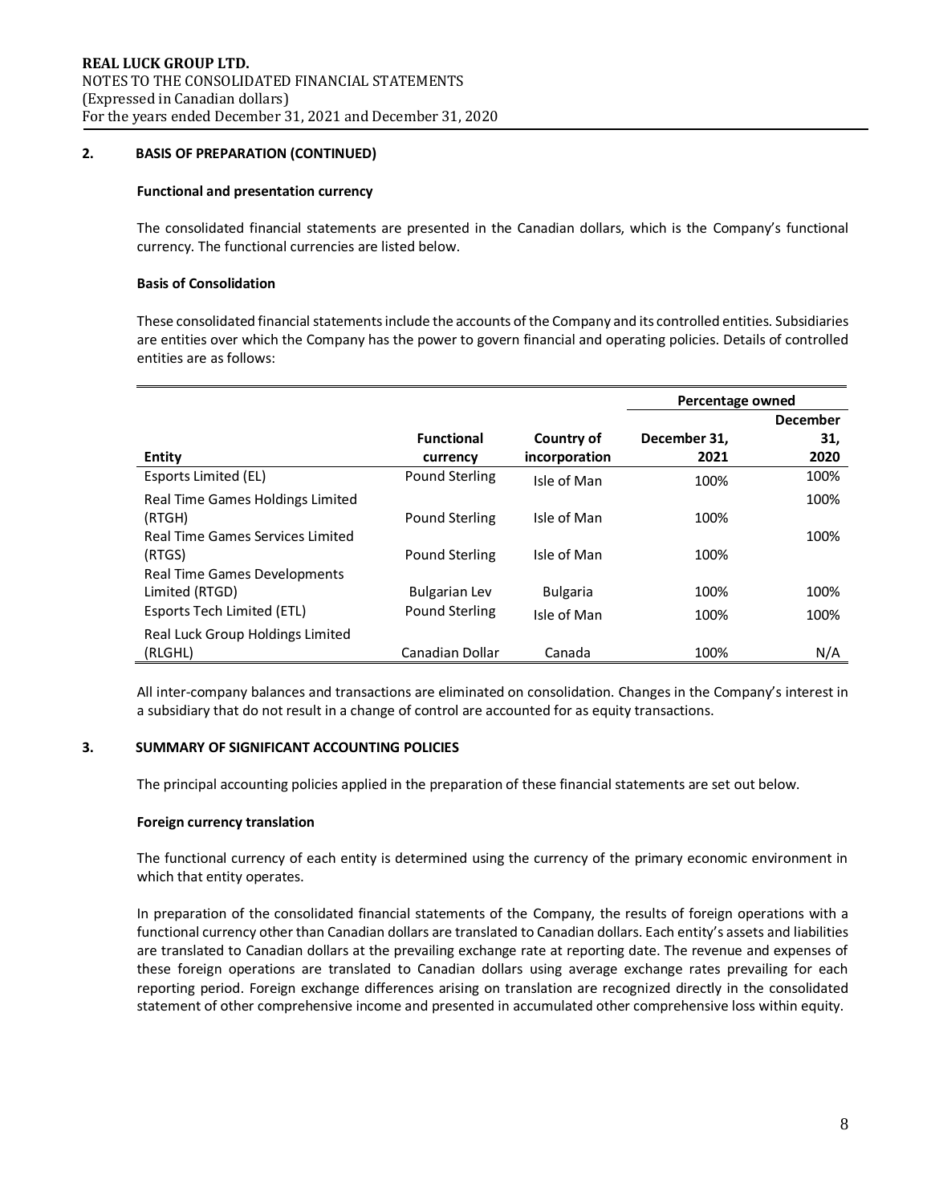## 2. BASIS OF PREPARATION (CONTINUED)

### Functional and presentation currency

The consolidated financial statements are presented in the Canadian dollars, which is the Company's functional currency. The functional currencies are listed below.

### Basis of Consolidation

These consolidated financial statements include the accounts of the Company and its controlled entities. Subsidiaries are entities over which the Company has the power to govern financial and operating policies. Details of controlled entities are as follows:

| | | | Percentage owned | |
|---|---|---|---|---|
| **Entity** | **Functional currency** | **Country of incorporation** | **December 31, 2021** | **December 31, 2020** |
| Esports Limited (EL) | Pound Sterling | Isle of Man | 100% | 100% |
| Real Time Games Holdings Limited (RTGH) | Pound Sterling | Isle of Man | 100% | 100% |
| Real Time Games Services Limited (RTGS) | Pound Sterling | Isle of Man | 100% | 100% |
| Real Time Games Developments Limited (RTGD) | Bulgarian Lev | Bulgaria | 100% | 100% |
| Esports Tech Limited (ETL) | Pound Sterling | Isle of Man | 100% | 100% |
| Real Luck Group Holdings Limited (RLGHL) | Canadian Dollar | Canada | 100% | N/A |

All inter-company balances and transactions are eliminated on consolidation. Changes in the Company's interest in a subsidiary that do not result in a change of control are accounted for as equity transactions.

## 3. SUMMARY OF SIGNIFICANT ACCOUNTING POLICIES

The principal accounting policies applied in the preparation of these financial statements are set out below.

### Foreign currency translation

The functional currency of each entity is determined using the currency of the primary economic environment in which that entity operates.

In preparation of the consolidated financial statements of the Company, the results of foreign operations with a functional currency other than Canadian dollars are translated to Canadian dollars. Each entity's assets and liabilities are translated to Canadian dollars at the prevailing exchange rate at reporting date. The revenue and expenses of these foreign operations are translated to Canadian dollars using average exchange rates prevailing for each reporting period. Foreign exchange differences arising on translation are recognized directly in the consolidated statement of other comprehensive income and presented in accumulated other comprehensive loss within equity.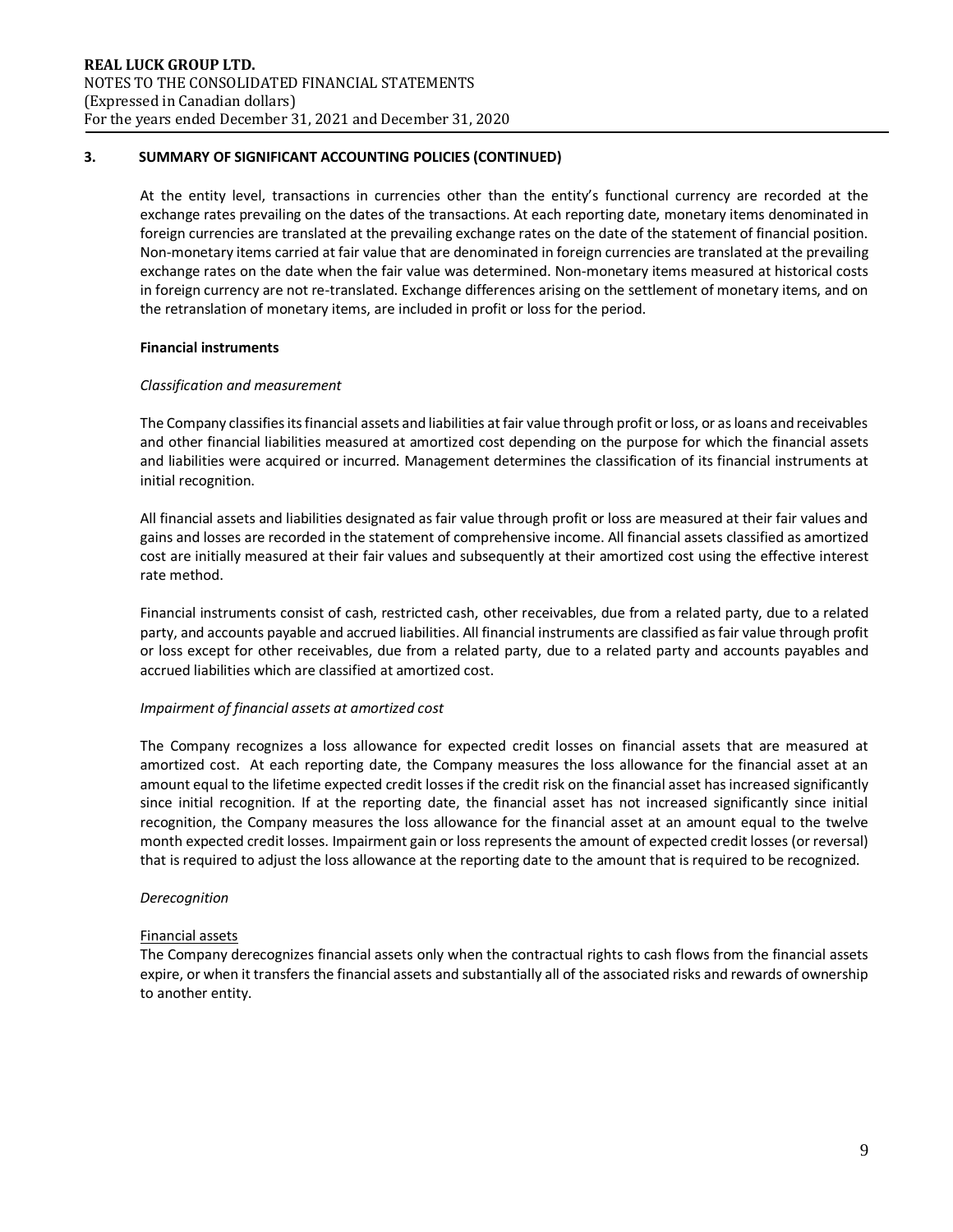## 3. SUMMARY OF SIGNIFICANT ACCOUNTING POLICIES (CONTINUED)

At the entity level, transactions in currencies other than the entity's functional currency are recorded at the exchange rates prevailing on the dates of the transactions. At each reporting date, monetary items denominated in foreign currencies are translated at the prevailing exchange rates on the date of the statement of financial position. Non-monetary items carried at fair value that are denominated in foreign currencies are translated at the prevailing exchange rates on the date when the fair value was determined. Non-monetary items measured at historical costs in foreign currency are not re-translated. Exchange differences arising on the settlement of monetary items, and on the retranslation of monetary items, are included in profit or loss for the period.

### Financial instruments

*Classification and measurement*

The Company classifies its financial assets and liabilities at fair value through profit or loss, or as loans and receivables and other financial liabilities measured at amortized cost depending on the purpose for which the financial assets and liabilities were acquired or incurred. Management determines the classification of its financial instruments at initial recognition.

All financial assets and liabilities designated as fair value through profit or loss are measured at their fair values and gains and losses are recorded in the statement of comprehensive income. All financial assets classified as amortized cost are initially measured at their fair values and subsequently at their amortized cost using the effective interest rate method.

Financial instruments consist of cash, restricted cash, other receivables, due from a related party, due to a related party, and accounts payable and accrued liabilities. All financial instruments are classified as fair value through profit or loss except for other receivables, due from a related party, due to a related party and accounts payables and accrued liabilities which are classified at amortized cost.

*Impairment of financial assets at amortized cost*

The Company recognizes a loss allowance for expected credit losses on financial assets that are measured at amortized cost. At each reporting date, the Company measures the loss allowance for the financial asset at an amount equal to the lifetime expected credit losses if the credit risk on the financial asset has increased significantly since initial recognition. If at the reporting date, the financial asset has not increased significantly since initial recognition, the Company measures the loss allowance for the financial asset at an amount equal to the twelve month expected credit losses. Impairment gain or loss represents the amount of expected credit losses (or reversal) that is required to adjust the loss allowance at the reporting date to the amount that is required to be recognized.

*Derecognition*

Financial assets

The Company derecognizes financial assets only when the contractual rights to cash flows from the financial assets expire, or when it transfers the financial assets and substantially all of the associated risks and rewards of ownership to another entity.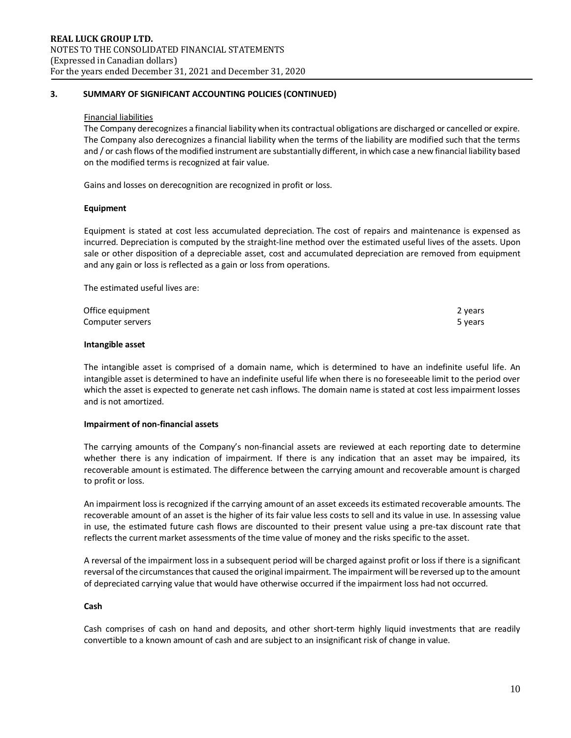## 3. SUMMARY OF SIGNIFICANT ACCOUNTING POLICIES (CONTINUED)

Financial liabilities

The Company derecognizes a financial liability when its contractual obligations are discharged or cancelled or expire. The Company also derecognizes a financial liability when the terms of the liability are modified such that the terms and / or cash flows of the modified instrument are substantially different, in which case a new financial liability based on the modified terms is recognized at fair value.

Gains and losses on derecognition are recognized in profit or loss.

**Equipment**

Equipment is stated at cost less accumulated depreciation. The cost of repairs and maintenance is expensed as incurred. Depreciation is computed by the straight-line method over the estimated useful lives of the assets. Upon sale or other disposition of a depreciable asset, cost and accumulated depreciation are removed from equipment and any gain or loss is reflected as a gain or loss from operations.

The estimated useful lives are:

| | |
|---|---|
| Office equipment | 2 years |
| Computer servers | 5 years |

**Intangible asset**

The intangible asset is comprised of a domain name, which is determined to have an indefinite useful life. An intangible asset is determined to have an indefinite useful life when there is no foreseeable limit to the period over which the asset is expected to generate net cash inflows. The domain name is stated at cost less impairment losses and is not amortized.

**Impairment of non-financial assets**

The carrying amounts of the Company's non-financial assets are reviewed at each reporting date to determine whether there is any indication of impairment. If there is any indication that an asset may be impaired, its recoverable amount is estimated. The difference between the carrying amount and recoverable amount is charged to profit or loss.

An impairment loss is recognized if the carrying amount of an asset exceeds its estimated recoverable amounts. The recoverable amount of an asset is the higher of its fair value less costs to sell and its value in use. In assessing value in use, the estimated future cash flows are discounted to their present value using a pre-tax discount rate that reflects the current market assessments of the time value of money and the risks specific to the asset.

A reversal of the impairment loss in a subsequent period will be charged against profit or loss if there is a significant reversal of the circumstances that caused the original impairment. The impairment will be reversed up to the amount of depreciated carrying value that would have otherwise occurred if the impairment loss had not occurred.

**Cash**

Cash comprises of cash on hand and deposits, and other short-term highly liquid investments that are readily convertible to a known amount of cash and are subject to an insignificant risk of change in value.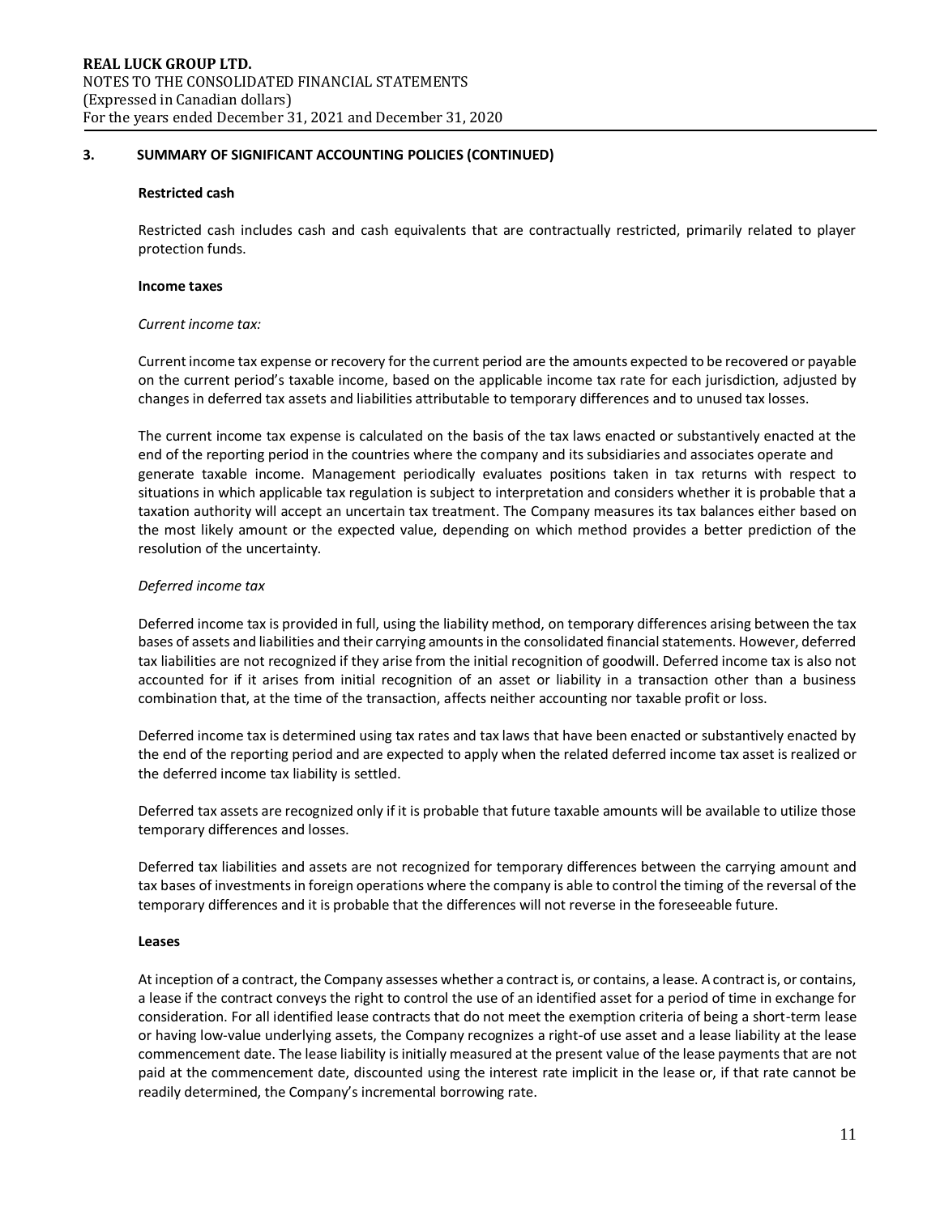## 3. SUMMARY OF SIGNIFICANT ACCOUNTING POLICIES (CONTINUED)

### Restricted cash

Restricted cash includes cash and cash equivalents that are contractually restricted, primarily related to player protection funds.

### Income taxes

*Current income tax:*

Current income tax expense or recovery for the current period are the amounts expected to be recovered or payable on the current period's taxable income, based on the applicable income tax rate for each jurisdiction, adjusted by changes in deferred tax assets and liabilities attributable to temporary differences and to unused tax losses.

The current income tax expense is calculated on the basis of the tax laws enacted or substantively enacted at the end of the reporting period in the countries where the company and its subsidiaries and associates operate and generate taxable income. Management periodically evaluates positions taken in tax returns with respect to situations in which applicable tax regulation is subject to interpretation and considers whether it is probable that a taxation authority will accept an uncertain tax treatment. The Company measures its tax balances either based on the most likely amount or the expected value, depending on which method provides a better prediction of the resolution of the uncertainty.

*Deferred income tax*

Deferred income tax is provided in full, using the liability method, on temporary differences arising between the tax bases of assets and liabilities and their carrying amounts in the consolidated financial statements. However, deferred tax liabilities are not recognized if they arise from the initial recognition of goodwill. Deferred income tax is also not accounted for if it arises from initial recognition of an asset or liability in a transaction other than a business combination that, at the time of the transaction, affects neither accounting nor taxable profit or loss.

Deferred income tax is determined using tax rates and tax laws that have been enacted or substantively enacted by the end of the reporting period and are expected to apply when the related deferred income tax asset is realized or the deferred income tax liability is settled.

Deferred tax assets are recognized only if it is probable that future taxable amounts will be available to utilize those temporary differences and losses.

Deferred tax liabilities and assets are not recognized for temporary differences between the carrying amount and tax bases of investments in foreign operations where the company is able to control the timing of the reversal of the temporary differences and it is probable that the differences will not reverse in the foreseeable future.

### Leases

At inception of a contract, the Company assesses whether a contract is, or contains, a lease. A contract is, or contains, a lease if the contract conveys the right to control the use of an identified asset for a period of time in exchange for consideration. For all identified lease contracts that do not meet the exemption criteria of being a short-term lease or having low-value underlying assets, the Company recognizes a right-of use asset and a lease liability at the lease commencement date. The lease liability is initially measured at the present value of the lease payments that are not paid at the commencement date, discounted using the interest rate implicit in the lease or, if that rate cannot be readily determined, the Company's incremental borrowing rate.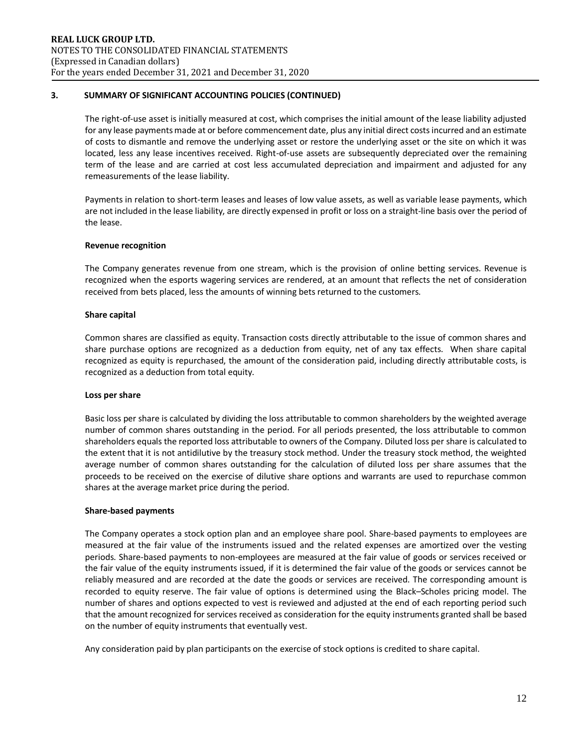## 3. SUMMARY OF SIGNIFICANT ACCOUNTING POLICIES (CONTINUED)

The right-of-use asset is initially measured at cost, which comprises the initial amount of the lease liability adjusted for any lease payments made at or before commencement date, plus any initial direct costs incurred and an estimate of costs to dismantle and remove the underlying asset or restore the underlying asset or the site on which it was located, less any lease incentives received. Right-of-use assets are subsequently depreciated over the remaining term of the lease and are carried at cost less accumulated depreciation and impairment and adjusted for any remeasurements of the lease liability.

Payments in relation to short-term leases and leases of low value assets, as well as variable lease payments, which are not included in the lease liability, are directly expensed in profit or loss on a straight-line basis over the period of the lease.

**Revenue recognition**

The Company generates revenue from one stream, which is the provision of online betting services. Revenue is recognized when the esports wagering services are rendered, at an amount that reflects the net of consideration received from bets placed, less the amounts of winning bets returned to the customers.

**Share capital**

Common shares are classified as equity. Transaction costs directly attributable to the issue of common shares and share purchase options are recognized as a deduction from equity, net of any tax effects. When share capital recognized as equity is repurchased, the amount of the consideration paid, including directly attributable costs, is recognized as a deduction from total equity.

**Loss per share**

Basic loss per share is calculated by dividing the loss attributable to common shareholders by the weighted average number of common shares outstanding in the period. For all periods presented, the loss attributable to common shareholders equals the reported loss attributable to owners of the Company. Diluted loss per share is calculated to the extent that it is not antidilutive by the treasury stock method. Under the treasury stock method, the weighted average number of common shares outstanding for the calculation of diluted loss per share assumes that the proceeds to be received on the exercise of dilutive share options and warrants are used to repurchase common shares at the average market price during the period.

**Share-based payments**

The Company operates a stock option plan and an employee share pool. Share-based payments to employees are measured at the fair value of the instruments issued and the related expenses are amortized over the vesting periods. Share-based payments to non-employees are measured at the fair value of goods or services received or the fair value of the equity instruments issued, if it is determined the fair value of the goods or services cannot be reliably measured and are recorded at the date the goods or services are received. The corresponding amount is recorded to equity reserve. The fair value of options is determined using the Black–Scholes pricing model. The number of shares and options expected to vest is reviewed and adjusted at the end of each reporting period such that the amount recognized for services received as consideration for the equity instruments granted shall be based on the number of equity instruments that eventually vest.

Any consideration paid by plan participants on the exercise of stock options is credited to share capital.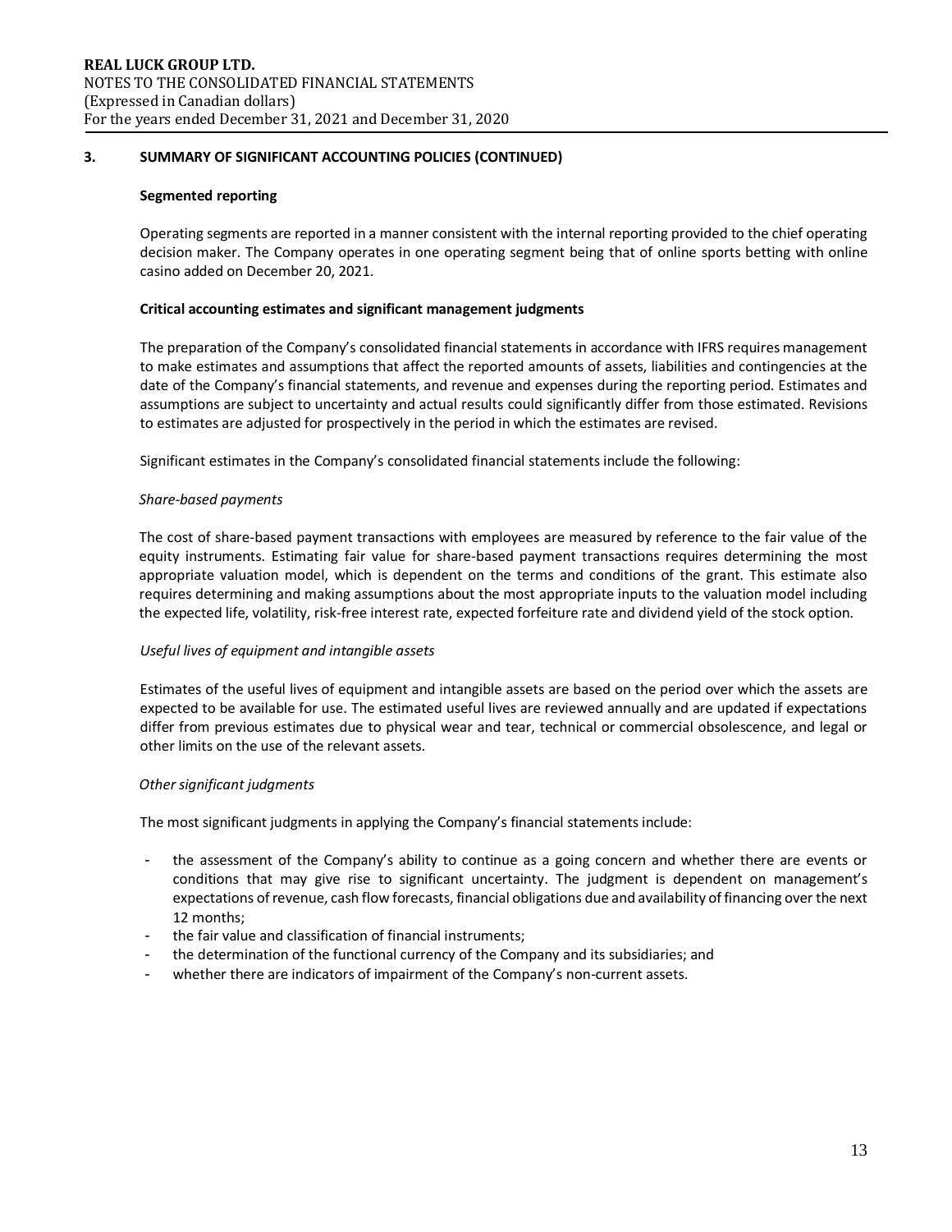## 3. SUMMARY OF SIGNIFICANT ACCOUNTING POLICIES (CONTINUED)

### Segmented reporting

Operating segments are reported in a manner consistent with the internal reporting provided to the chief operating decision maker. The Company operates in one operating segment being that of online sports betting with online casino added on December 20, 2021.

### Critical accounting estimates and significant management judgments

The preparation of the Company's consolidated financial statements in accordance with IFRS requires management to make estimates and assumptions that affect the reported amounts of assets, liabilities and contingencies at the date of the Company's financial statements, and revenue and expenses during the reporting period. Estimates and assumptions are subject to uncertainty and actual results could significantly differ from those estimated. Revisions to estimates are adjusted for prospectively in the period in which the estimates are revised.

Significant estimates in the Company's consolidated financial statements include the following:

*Share-based payments*

The cost of share-based payment transactions with employees are measured by reference to the fair value of the equity instruments. Estimating fair value for share-based payment transactions requires determining the most appropriate valuation model, which is dependent on the terms and conditions of the grant. This estimate also requires determining and making assumptions about the most appropriate inputs to the valuation model including the expected life, volatility, risk-free interest rate, expected forfeiture rate and dividend yield of the stock option.

*Useful lives of equipment and intangible assets*

Estimates of the useful lives of equipment and intangible assets are based on the period over which the assets are expected to be available for use. The estimated useful lives are reviewed annually and are updated if expectations differ from previous estimates due to physical wear and tear, technical or commercial obsolescence, and legal or other limits on the use of the relevant assets.

*Other significant judgments*

The most significant judgments in applying the Company's financial statements include:

- the assessment of the Company's ability to continue as a going concern and whether there are events or conditions that may give rise to significant uncertainty. The judgment is dependent on management's expectations of revenue, cash flow forecasts, financial obligations due and availability of financing over the next 12 months;
- the fair value and classification of financial instruments;
- the determination of the functional currency of the Company and its subsidiaries; and
- whether there are indicators of impairment of the Company's non-current assets.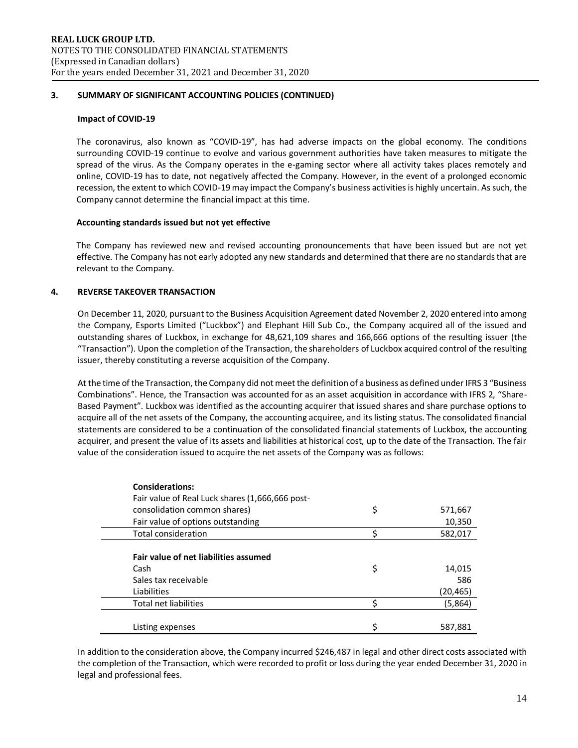### 3. SUMMARY OF SIGNIFICANT ACCOUNTING POLICIES (CONTINUED)

**Impact of COVID-19**

The coronavirus, also known as "COVID-19", has had adverse impacts on the global economy. The conditions surrounding COVID-19 continue to evolve and various government authorities have taken measures to mitigate the spread of the virus. As the Company operates in the e-gaming sector where all activity takes places remotely and online, COVID-19 has to date, not negatively affected the Company. However, in the event of a prolonged economic recession, the extent to which COVID-19 may impact the Company's business activities is highly uncertain. As such, the Company cannot determine the financial impact at this time.

**Accounting standards issued but not yet effective**

The Company has reviewed new and revised accounting pronouncements that have been issued but are not yet effective. The Company has not early adopted any new standards and determined that there are no standards that are relevant to the Company.

### 4. REVERSE TAKEOVER TRANSACTION

On December 11, 2020, pursuant to the Business Acquisition Agreement dated November 2, 2020 entered into among the Company, Esports Limited ("Luckbox") and Elephant Hill Sub Co., the Company acquired all of the issued and outstanding shares of Luckbox, in exchange for 48,621,109 shares and 166,666 options of the resulting issuer (the "Transaction"). Upon the completion of the Transaction, the shareholders of Luckbox acquired control of the resulting issuer, thereby constituting a reverse acquisition of the Company.

At the time of the Transaction, the Company did not meet the definition of a business as defined under IFRS 3 "Business Combinations". Hence, the Transaction was accounted for as an asset acquisition in accordance with IFRS 2, "Share-Based Payment". Luckbox was identified as the accounting acquirer that issued shares and share purchase options to acquire all of the net assets of the Company, the accounting acquiree, and its listing status. The consolidated financial statements are considered to be a continuation of the consolidated financial statements of Luckbox, the accounting acquirer, and present the value of its assets and liabilities at historical cost, up to the date of the Transaction. The fair value of the consideration issued to acquire the net assets of the Company was as follows:

| | | |
|---|---|---|
| **Considerations:** | | |
| Fair value of Real Luck shares (1,666,666 post-consolidation common shares) | $ | 571,667 |
| Fair value of options outstanding | | 10,350 |
| Total consideration | $ | 582,017 |
| | | |
| **Fair value of net liabilities assumed** | | |
| Cash | $ | 14,015 |
| Sales tax receivable | | 586 |
| Liabilities | | (20,465) |
| Total net liabilities | $ | (5,864) |
| | | |
| Listing expenses | $ | 587,881 |

In addition to the consideration above, the Company incurred $246,487 in legal and other direct costs associated with the completion of the Transaction, which were recorded to profit or loss during the year ended December 31, 2020 in legal and professional fees.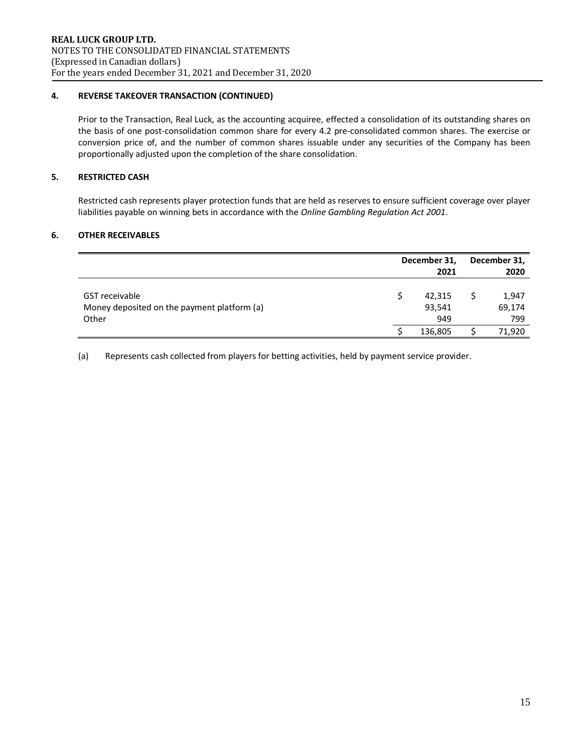## 4. REVERSE TAKEOVER TRANSACTION (CONTINUED)

Prior to the Transaction, Real Luck, as the accounting acquiree, effected a consolidation of its outstanding shares on the basis of one post-consolidation common share for every 4.2 pre-consolidated common shares. The exercise or conversion price of, and the number of common shares issuable under any securities of the Company has been proportionally adjusted upon the completion of the share consolidation.

## 5. RESTRICTED CASH

Restricted cash represents player protection funds that are held as reserves to ensure sufficient coverage over player liabilities payable on winning bets in accordance with the *Online Gambling Regulation Act 2001*.

## 6. OTHER RECEIVABLES

| | December 31, 2021 | December 31, 2020 |
|---|---|---|
| GST receivable | $ 42,315 | $ 1,947 |
| Money deposited on the payment platform (a) | 93,541 | 69,174 |
| Other | 949 | 799 |
| | $ 136,805 | $ 71,920 |

(a) Represents cash collected from players for betting activities, held by payment service provider.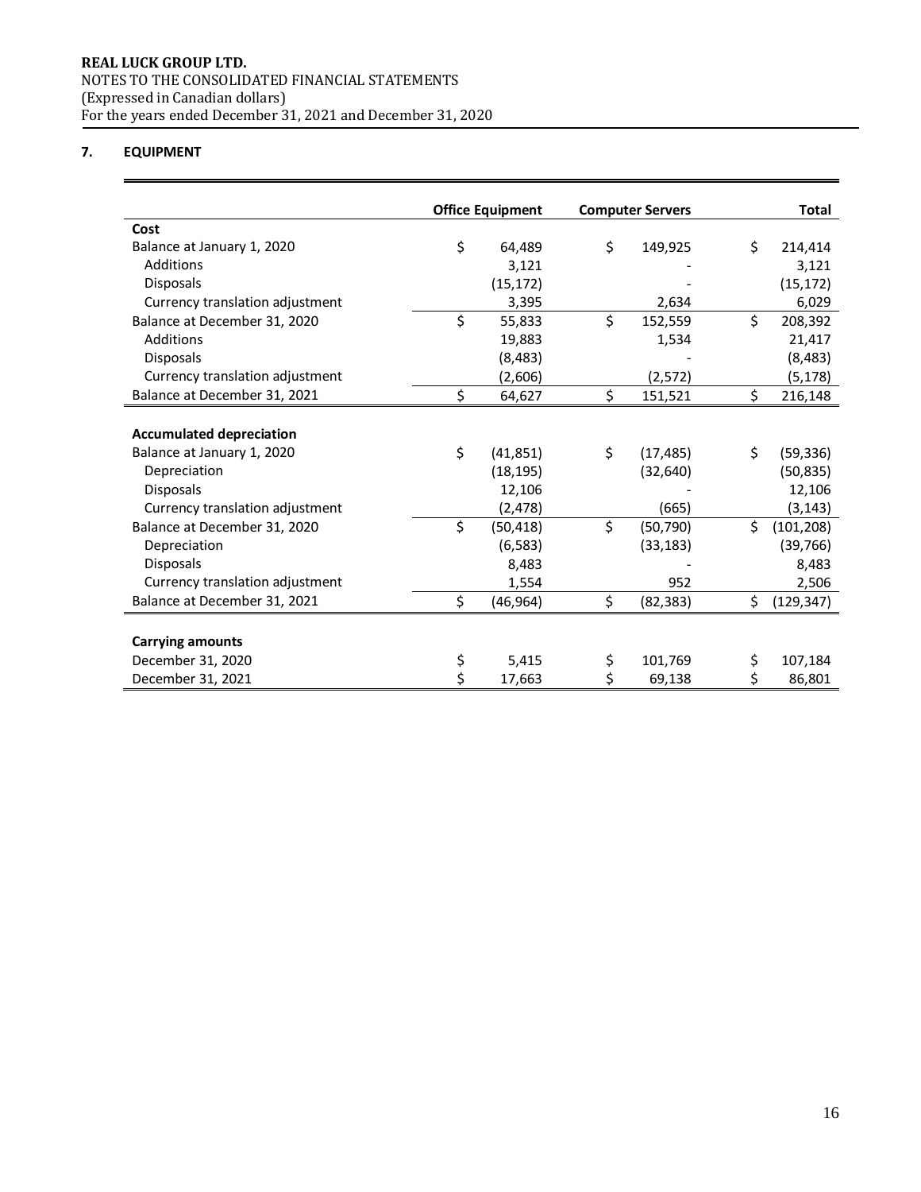**REAL LUCK GROUP LTD.**
NOTES TO THE CONSOLIDATED FINANCIAL STATEMENTS
(Expressed in Canadian dollars)
For the years ended December 31, 2021 and December 31, 2020

## 7. EQUIPMENT

| | Office Equipment | Computer Servers | Total |
|---|---|---|---|
| **Cost** | | | |
| Balance at January 1, 2020 | $ 64,489 | $ 149,925 | $ 214,414 |
| Additions | 3,121 | - | 3,121 |
| Disposals | (15,172) | - | (15,172) |
| Currency translation adjustment | 3,395 | 2,634 | 6,029 |
| Balance at December 31, 2020 | $ 55,833 | $ 152,559 | $ 208,392 |
| Additions | 19,883 | 1,534 | 21,417 |
| Disposals | (8,483) | - | (8,483) |
| Currency translation adjustment | (2,606) | (2,572) | (5,178) |
| Balance at December 31, 2021 | $ 64,627 | $ 151,521 | $ 216,148 |
| | | | |
| **Accumulated depreciation** | | | |
| Balance at January 1, 2020 | $ (41,851) | $ (17,485) | $ (59,336) |
| Depreciation | (18,195) | (32,640) | (50,835) |
| Disposals | 12,106 | - | 12,106 |
| Currency translation adjustment | (2,478) | (665) | (3,143) |
| Balance at December 31, 2020 | $ (50,418) | $ (50,790) | $ (101,208) |
| Depreciation | (6,583) | (33,183) | (39,766) |
| Disposals | 8,483 | - | 8,483 |
| Currency translation adjustment | 1,554 | 952 | 2,506 |
| Balance at December 31, 2021 | $ (46,964) | $ (82,383) | $ (129,347) |
| | | | |
| **Carrying amounts** | | | |
| December 31, 2020 | $ 5,415 | $ 101,769 | $ 107,184 |
| December 31, 2021 | $ 17,663 | $ 69,138 | $ 86,801 |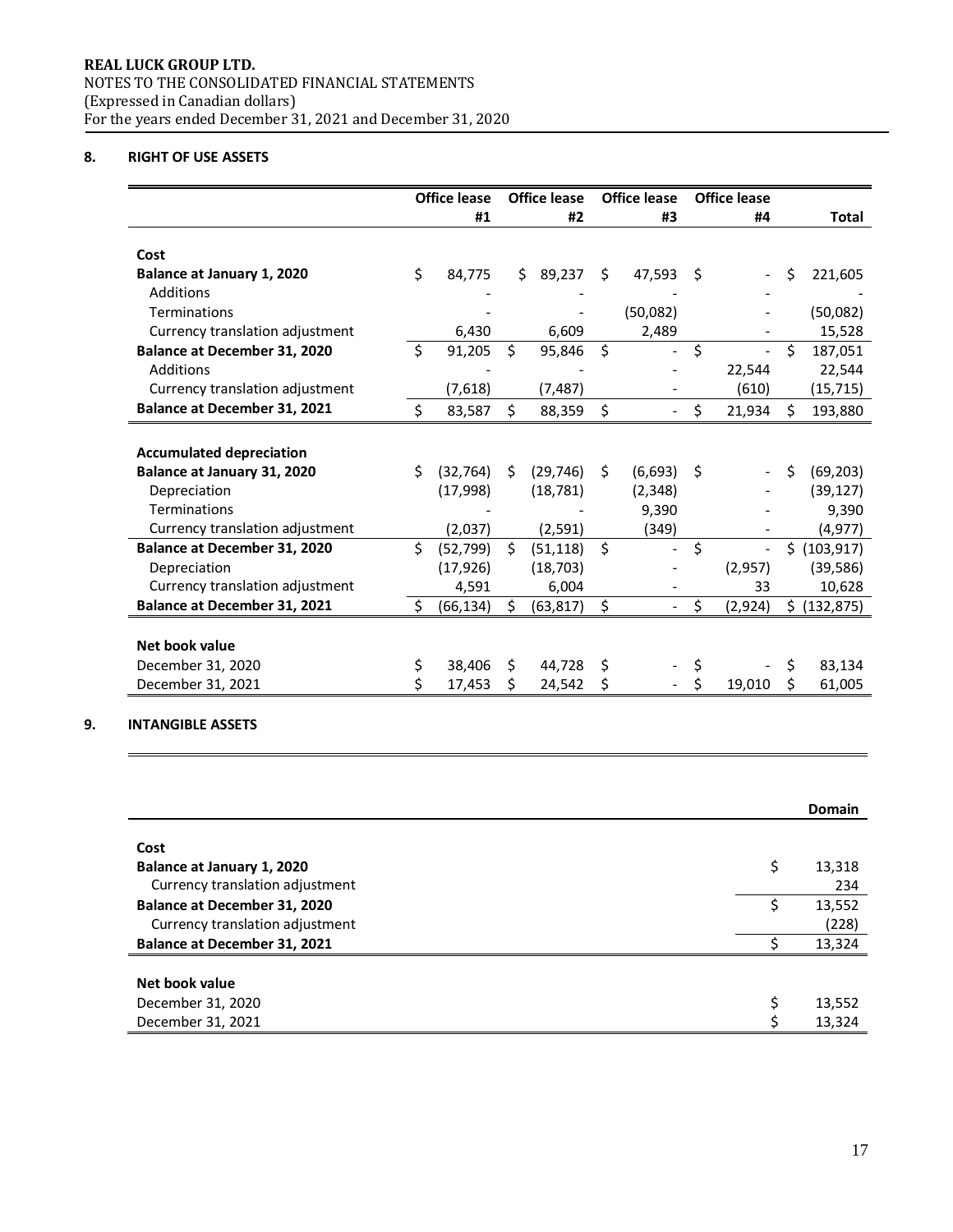## 8. RIGHT OF USE ASSETS

| | Office lease #1 | Office lease #2 | Office lease #3 | Office lease #4 | Total |
|---|---|---|---|---|---|
| **Cost** | | | | | |
| **Balance at January 1, 2020** | $ 84,775 | $ 89,237 | $ 47,593 | $ - | $ 221,605 |
| Additions | - | - | - | - | - |
| Terminations | - | - | (50,082) | - | (50,082) |
| Currency translation adjustment | 6,430 | 6,609 | 2,489 | - | 15,528 |
| **Balance at December 31, 2020** | $ 91,205 | $ 95,846 | $ - | $ - | $ 187,051 |
| Additions | - | - | - | 22,544 | 22,544 |
| Currency translation adjustment | (7,618) | (7,487) | - | (610) | (15,715) |
| **Balance at December 31, 2021** | $ 83,587 | $ 88,359 | $ - | $ 21,934 | $ 193,880 |
| | | | | | |
| **Accumulated depreciation** | | | | | |
| **Balance at January 31, 2020** | $ (32,764) | $ (29,746) | $ (6,693) | $ - | $ (69,203) |
| Depreciation | (17,998) | (18,781) | (2,348) | - | (39,127) |
| Terminations | - | - | 9,390 | - | 9,390 |
| Currency translation adjustment | (2,037) | (2,591) | (349) | - | (4,977) |
| **Balance at December 31, 2020** | $ (52,799) | $ (51,118) | $ - | $ - | $ (103,917) |
| Depreciation | (17,926) | (18,703) | - | (2,957) | (39,586) |
| Currency translation adjustment | 4,591 | 6,004 | - | 33 | 10,628 |
| **Balance at December 31, 2021** | $ (66,134) | $ (63,817) | $ - | $ (2,924) | $ (132,875) |
| | | | | | |
| **Net book value** | | | | | |
| December 31, 2020 | $ 38,406 | $ 44,728 | $ - | $ - | $ 83,134 |
| December 31, 2021 | $ 17,453 | $ 24,542 | $ - | $ 19,010 | $ 61,005 |

## 9. INTANGIBLE ASSETS

| | Domain |
|---|---|
| **Cost** | |
| **Balance at January 1, 2020** | $ 13,318 |
| Currency translation adjustment | 234 |
| **Balance at December 31, 2020** | $ 13,552 |
| Currency translation adjustment | (228) |
| **Balance at December 31, 2021** | $ 13,324 |
| | |
| **Net book value** | |
| December 31, 2020 | $ 13,552 |
| December 31, 2021 | $ 13,324 |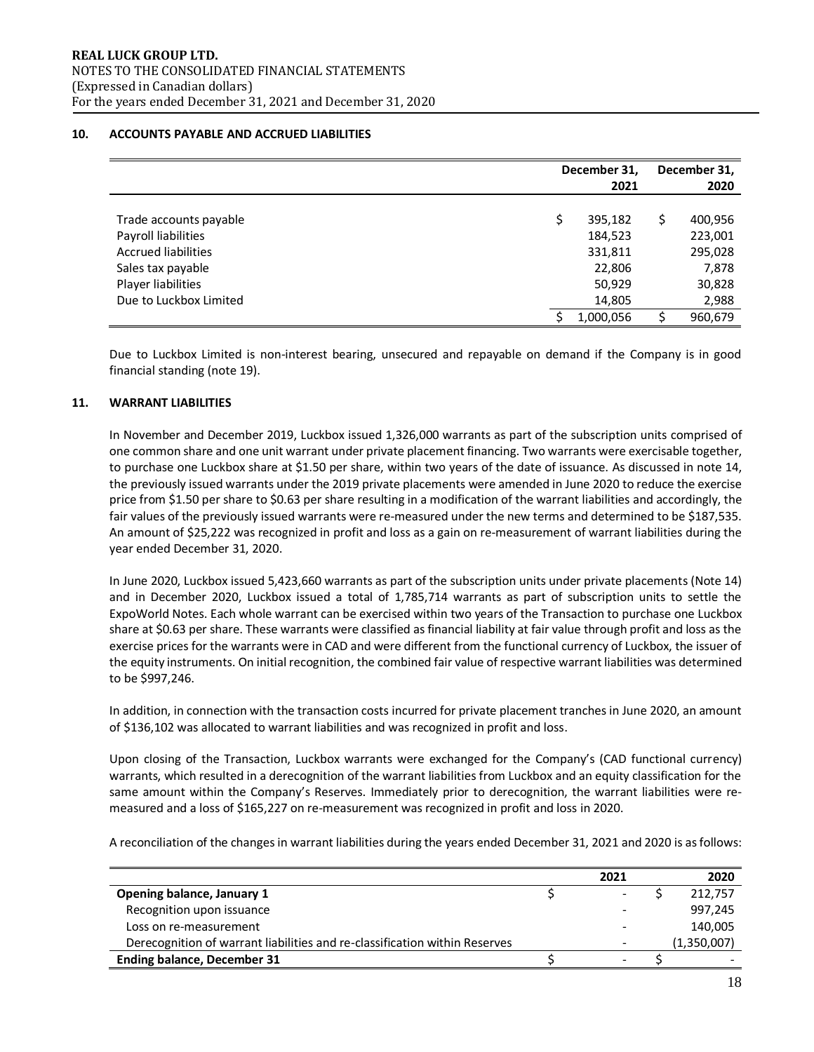## 10. ACCOUNTS PAYABLE AND ACCRUED LIABILITIES

| | December 31, 2021 | December 31, 2020 |
|---|---|---|
| Trade accounts payable | $ 395,182 | $ 400,956 |
| Payroll liabilities | 184,523 | 223,001 |
| Accrued liabilities | 331,811 | 295,028 |
| Sales tax payable | 22,806 | 7,878 |
| Player liabilities | 50,929 | 30,828 |
| Due to Luckbox Limited | 14,805 | 2,988 |
| | $ 1,000,056 | $ 960,679 |

Due to Luckbox Limited is non-interest bearing, unsecured and repayable on demand if the Company is in good financial standing (note 19).

## 11. WARRANT LIABILITIES

In November and December 2019, Luckbox issued 1,326,000 warrants as part of the subscription units comprised of one common share and one unit warrant under private placement financing. Two warrants were exercisable together, to purchase one Luckbox share at $1.50 per share, within two years of the date of issuance. As discussed in note 14, the previously issued warrants under the 2019 private placements were amended in June 2020 to reduce the exercise price from $1.50 per share to $0.63 per share resulting in a modification of the warrant liabilities and accordingly, the fair values of the previously issued warrants were re-measured under the new terms and determined to be $187,535. An amount of $25,222 was recognized in profit and loss as a gain on re-measurement of warrant liabilities during the year ended December 31, 2020.

In June 2020, Luckbox issued 5,423,660 warrants as part of the subscription units under private placements (Note 14) and in December 2020, Luckbox issued a total of 1,785,714 warrants as part of subscription units to settle the ExpoWorld Notes. Each whole warrant can be exercised within two years of the Transaction to purchase one Luckbox share at $0.63 per share. These warrants were classified as financial liability at fair value through profit and loss as the exercise prices for the warrants were in CAD and were different from the functional currency of Luckbox, the issuer of the equity instruments. On initial recognition, the combined fair value of respective warrant liabilities was determined to be $997,246.

In addition, in connection with the transaction costs incurred for private placement tranches in June 2020, an amount of $136,102 was allocated to warrant liabilities and was recognized in profit and loss.

Upon closing of the Transaction, Luckbox warrants were exchanged for the Company's (CAD functional currency) warrants, which resulted in a derecognition of the warrant liabilities from Luckbox and an equity classification for the same amount within the Company's Reserves. Immediately prior to derecognition, the warrant liabilities were re-measured and a loss of $165,227 on re-measurement was recognized in profit and loss in 2020.

A reconciliation of the changes in warrant liabilities during the years ended December 31, 2021 and 2020 is as follows:

| | 2021 | 2020 |
|---|---|---|
| **Opening balance, January 1** | $ - | $ 212,757 |
| Recognition upon issuance | - | 997,245 |
| Loss on re-measurement | - | 140,005 |
| Derecognition of warrant liabilities and re-classification within Reserves | - | (1,350,007) |
| **Ending balance, December 31** | $ - | $ - |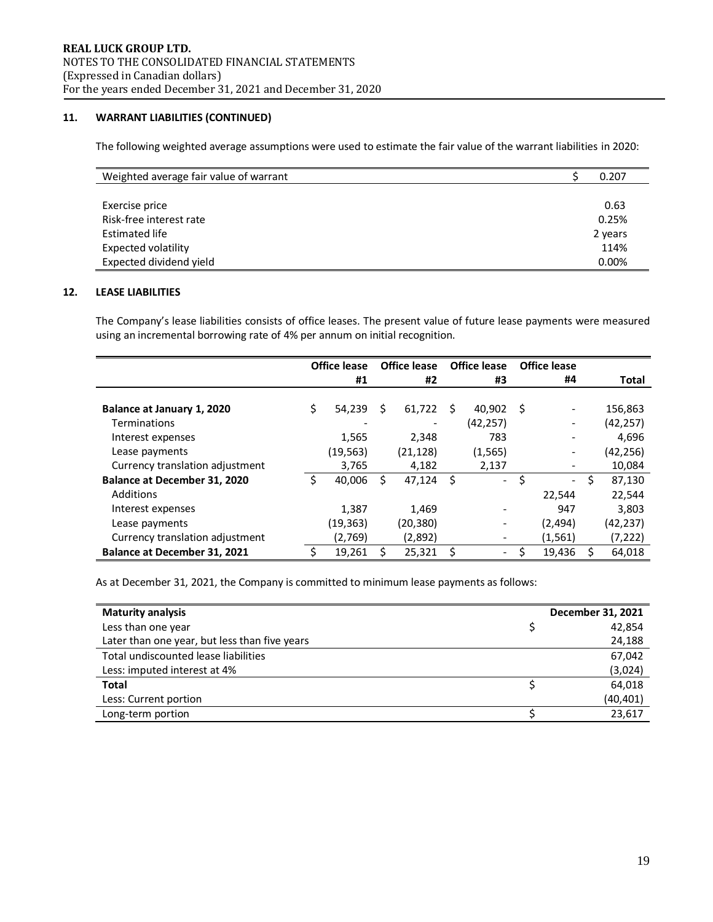## 11. WARRANT LIABILITIES (CONTINUED)

The following weighted average assumptions were used to estimate the fair value of the warrant liabilities in 2020:

| | |
|---|---|
| Weighted average fair value of warrant | $ 0.207 |
| Exercise price | 0.63 |
| Risk-free interest rate | 0.25% |
| Estimated life | 2 years |
| Expected volatility | 114% |
| Expected dividend yield | 0.00% |

## 12. LEASE LIABILITIES

The Company's lease liabilities consists of office leases. The present value of future lease payments were measured using an incremental borrowing rate of 4% per annum on initial recognition.

| | Office lease #1 | Office lease #2 | Office lease #3 | Office lease #4 | Total |
|---|---|---|---|---|---|
| **Balance at January 1, 2020** | $ 54,239 | $ 61,722 | $ 40,902 | $ - | 156,863 |
| Terminations | - | - | (42,257) | - | (42,257) |
| Interest expenses | 1,565 | 2,348 | 783 | - | 4,696 |
| Lease payments | (19,563) | (21,128) | (1,565) | - | (42,256) |
| Currency translation adjustment | 3,765 | 4,182 | 2,137 | - | 10,084 |
| **Balance at December 31, 2020** | $ 40,006 | $ 47,124 | $ - | $ - | $ 87,130 |
| Additions | | | | 22,544 | 22,544 |
| Interest expenses | 1,387 | 1,469 | - | 947 | 3,803 |
| Lease payments | (19,363) | (20,380) | - | (2,494) | (42,237) |
| Currency translation adjustment | (2,769) | (2,892) | - | (1,561) | (7,222) |
| **Balance at December 31, 2021** | $ 19,261 | $ 25,321 | $ - | $ 19,436 | $ 64,018 |

As at December 31, 2021, the Company is committed to minimum lease payments as follows:

| **Maturity analysis** | **December 31, 2021** |
|---|---|
| Less than one year | $ 42,854 |
| Later than one year, but less than five years | 24,188 |
| Total undiscounted lease liabilities | 67,042 |
| Less: imputed interest at 4% | (3,024) |
| **Total** | $ 64,018 |
| Less: Current portion | (40,401) |
| Long-term portion | $ 23,617 |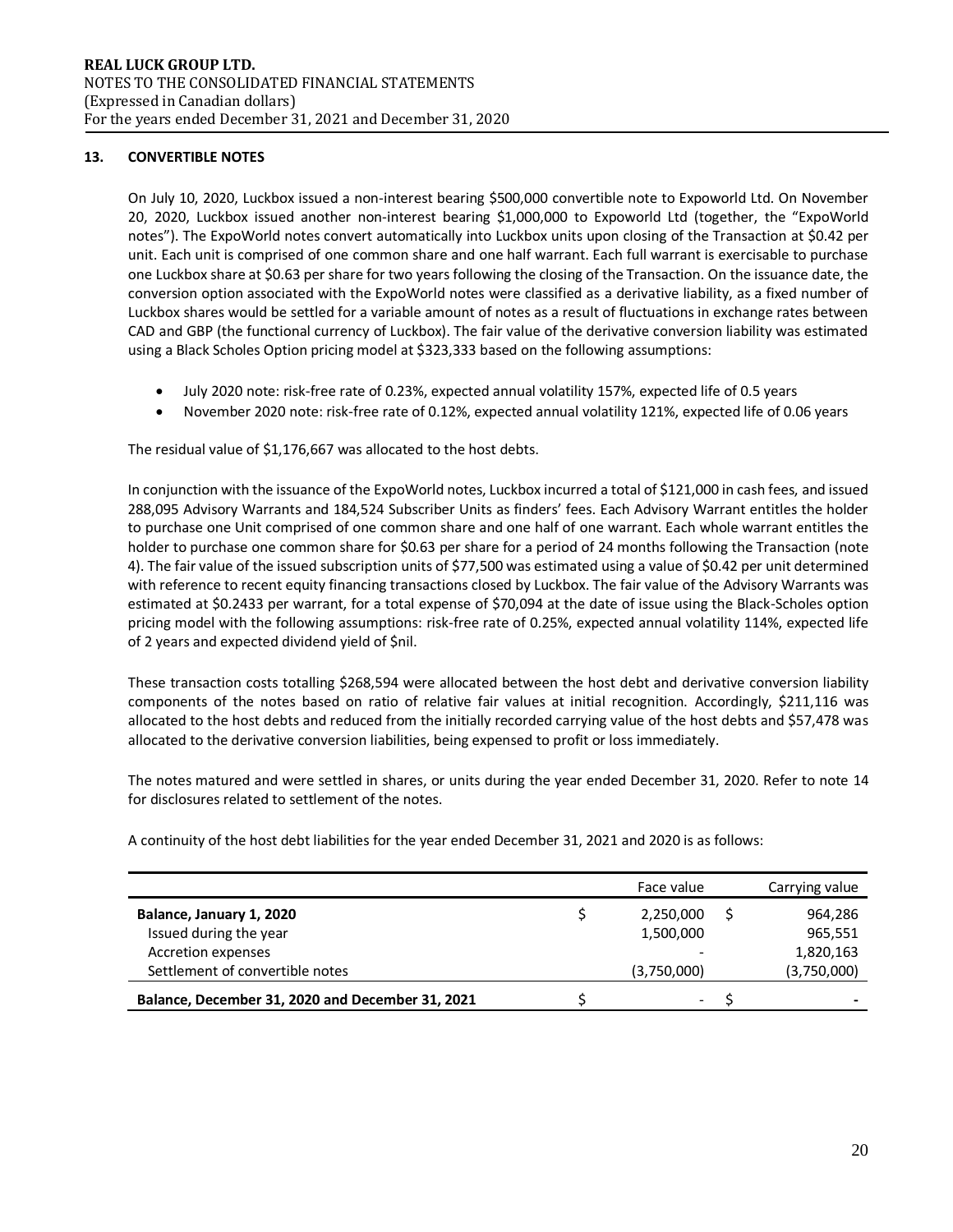## 13. CONVERTIBLE NOTES

On July 10, 2020, Luckbox issued a non-interest bearing $500,000 convertible note to Expoworld Ltd. On November 20, 2020, Luckbox issued another non-interest bearing $1,000,000 to Expoworld Ltd (together, the "ExpoWorld notes"). The ExpoWorld notes convert automatically into Luckbox units upon closing of the Transaction at $0.42 per unit. Each unit is comprised of one common share and one half warrant. Each full warrant is exercisable to purchase one Luckbox share at $0.63 per share for two years following the closing of the Transaction. On the issuance date, the conversion option associated with the ExpoWorld notes were classified as a derivative liability, as a fixed number of Luckbox shares would be settled for a variable amount of notes as a result of fluctuations in exchange rates between CAD and GBP (the functional currency of Luckbox). The fair value of the derivative conversion liability was estimated using a Black Scholes Option pricing model at $323,333 based on the following assumptions:

- July 2020 note: risk-free rate of 0.23%, expected annual volatility 157%, expected life of 0.5 years
- November 2020 note: risk-free rate of 0.12%, expected annual volatility 121%, expected life of 0.06 years

The residual value of $1,176,667 was allocated to the host debts.

In conjunction with the issuance of the ExpoWorld notes, Luckbox incurred a total of $121,000 in cash fees, and issued 288,095 Advisory Warrants and 184,524 Subscriber Units as finders' fees. Each Advisory Warrant entitles the holder to purchase one Unit comprised of one common share and one half of one warrant. Each whole warrant entitles the holder to purchase one common share for $0.63 per share for a period of 24 months following the Transaction (note 4). The fair value of the issued subscription units of $77,500 was estimated using a value of $0.42 per unit determined with reference to recent equity financing transactions closed by Luckbox. The fair value of the Advisory Warrants was estimated at $0.2433 per warrant, for a total expense of $70,094 at the date of issue using the Black-Scholes option pricing model with the following assumptions: risk-free rate of 0.25%, expected annual volatility 114%, expected life of 2 years and expected dividend yield of $nil.

These transaction costs totalling $268,594 were allocated between the host debt and derivative conversion liability components of the notes based on ratio of relative fair values at initial recognition. Accordingly, $211,116 was allocated to the host debts and reduced from the initially recorded carrying value of the host debts and $57,478 was allocated to the derivative conversion liabilities, being expensed to profit or loss immediately.

The notes matured and were settled in shares, or units during the year ended December 31, 2020. Refer to note 14 for disclosures related to settlement of the notes.

A continuity of the host debt liabilities for the year ended December 31, 2021 and 2020 is as follows:

| | Face value | Carrying value |
|---|---|---|
| **Balance, January 1, 2020** | $ 2,250,000 | $ 964,286 |
| Issued during the year | 1,500,000 | 965,551 |
| Accretion expenses | - | 1,820,163 |
| Settlement of convertible notes | (3,750,000) | (3,750,000) |
| **Balance, December 31, 2020 and December 31, 2021** | $ - | $ - |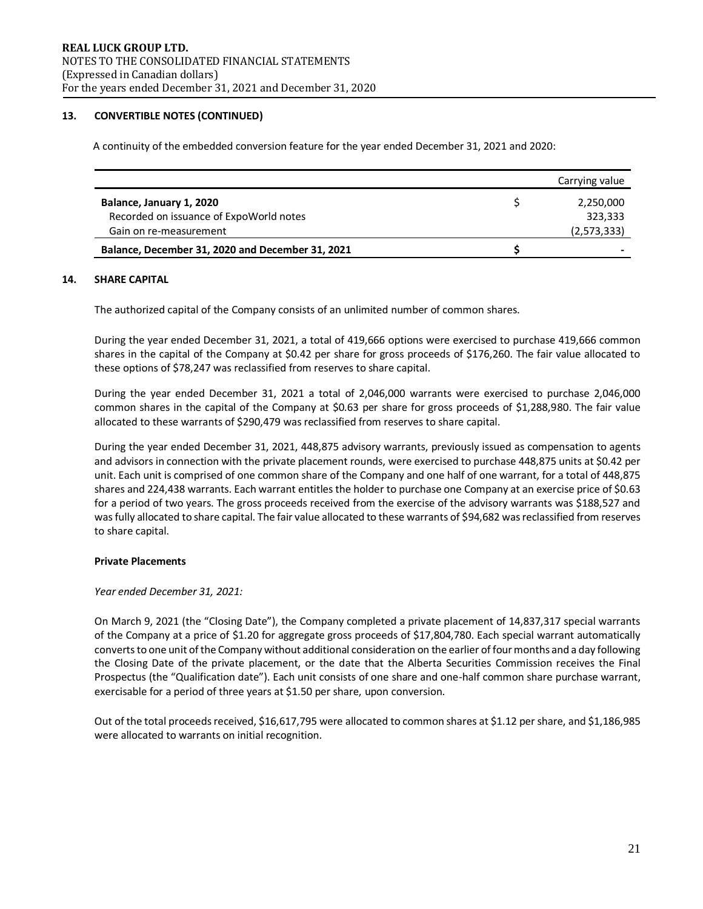## 13. CONVERTIBLE NOTES (CONTINUED)

A continuity of the embedded conversion feature for the year ended December 31, 2021 and 2020:

| | | Carrying value |
|---|---|---|
| **Balance, January 1, 2020** | $ | 2,250,000 |
| Recorded on issuance of ExpoWorld notes | | 323,333 |
| Gain on re-measurement | | (2,573,333) |
| **Balance, December 31, 2020 and December 31, 2021** | **$** | **-** |

## 14. SHARE CAPITAL

The authorized capital of the Company consists of an unlimited number of common shares.

During the year ended December 31, 2021, a total of 419,666 options were exercised to purchase 419,666 common shares in the capital of the Company at $0.42 per share for gross proceeds of $176,260. The fair value allocated to these options of $78,247 was reclassified from reserves to share capital.

During the year ended December 31, 2021 a total of 2,046,000 warrants were exercised to purchase 2,046,000 common shares in the capital of the Company at $0.63 per share for gross proceeds of $1,288,980. The fair value allocated to these warrants of $290,479 was reclassified from reserves to share capital.

During the year ended December 31, 2021, 448,875 advisory warrants, previously issued as compensation to agents and advisors in connection with the private placement rounds, were exercised to purchase 448,875 units at $0.42 per unit. Each unit is comprised of one common share of the Company and one half of one warrant, for a total of 448,875 shares and 224,438 warrants. Each warrant entitles the holder to purchase one Company at an exercise price of $0.63 for a period of two years. The gross proceeds received from the exercise of the advisory warrants was $188,527 and was fully allocated to share capital. The fair value allocated to these warrants of $94,682 was reclassified from reserves to share capital.

**Private Placements**

*Year ended December 31, 2021:*

On March 9, 2021 (the "Closing Date"), the Company completed a private placement of 14,837,317 special warrants of the Company at a price of $1.20 for aggregate gross proceeds of $17,804,780. Each special warrant automatically converts to one unit of the Company without additional consideration on the earlier of four months and a day following the Closing Date of the private placement, or the date that the Alberta Securities Commission receives the Final Prospectus (the "Qualification date"). Each unit consists of one share and one-half common share purchase warrant, exercisable for a period of three years at $1.50 per share, upon conversion.

Out of the total proceeds received, $16,617,795 were allocated to common shares at $1.12 per share, and $1,186,985 were allocated to warrants on initial recognition.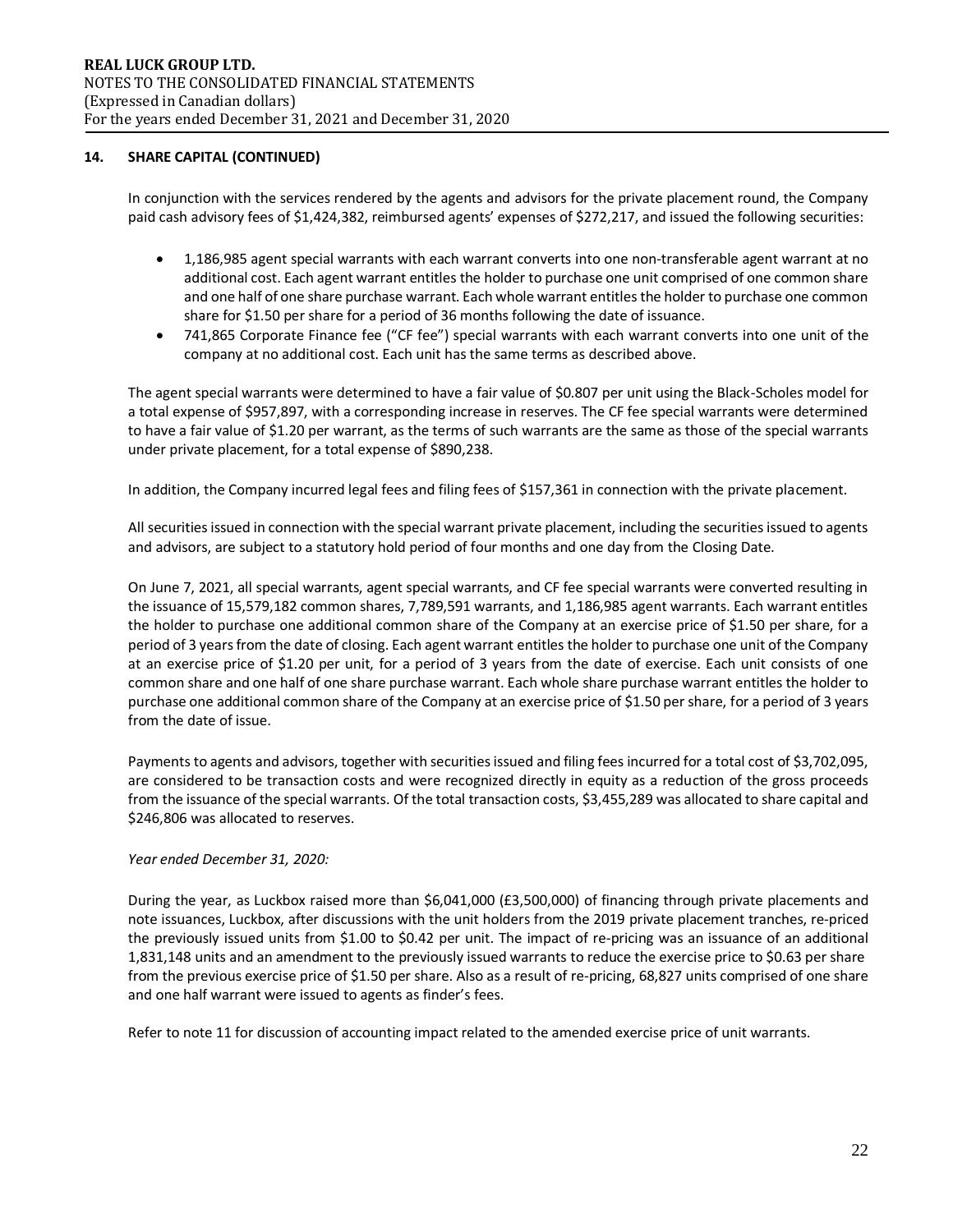## 14. SHARE CAPITAL (CONTINUED)

In conjunction with the services rendered by the agents and advisors for the private placement round, the Company paid cash advisory fees of $1,424,382, reimbursed agents' expenses of $272,217, and issued the following securities:

- 1,186,985 agent special warrants with each warrant converts into one non-transferable agent warrant at no additional cost. Each agent warrant entitles the holder to purchase one unit comprised of one common share and one half of one share purchase warrant. Each whole warrant entitles the holder to purchase one common share for $1.50 per share for a period of 36 months following the date of issuance.
- 741,865 Corporate Finance fee ("CF fee") special warrants with each warrant converts into one unit of the company at no additional cost. Each unit has the same terms as described above.

The agent special warrants were determined to have a fair value of $0.807 per unit using the Black-Scholes model for a total expense of $957,897, with a corresponding increase in reserves. The CF fee special warrants were determined to have a fair value of $1.20 per warrant, as the terms of such warrants are the same as those of the special warrants under private placement, for a total expense of $890,238.

In addition, the Company incurred legal fees and filing fees of $157,361 in connection with the private placement.

All securities issued in connection with the special warrant private placement, including the securities issued to agents and advisors, are subject to a statutory hold period of four months and one day from the Closing Date.

On June 7, 2021, all special warrants, agent special warrants, and CF fee special warrants were converted resulting in the issuance of 15,579,182 common shares, 7,789,591 warrants, and 1,186,985 agent warrants. Each warrant entitles the holder to purchase one additional common share of the Company at an exercise price of $1.50 per share, for a period of 3 years from the date of closing. Each agent warrant entitles the holder to purchase one unit of the Company at an exercise price of $1.20 per unit, for a period of 3 years from the date of exercise. Each unit consists of one common share and one half of one share purchase warrant. Each whole share purchase warrant entitles the holder to purchase one additional common share of the Company at an exercise price of $1.50 per share, for a period of 3 years from the date of issue.

Payments to agents and advisors, together with securities issued and filing fees incurred for a total cost of $3,702,095, are considered to be transaction costs and were recognized directly in equity as a reduction of the gross proceeds from the issuance of the special warrants. Of the total transaction costs, $3,455,289 was allocated to share capital and $246,806 was allocated to reserves.

*Year ended December 31, 2020:*

During the year, as Luckbox raised more than $6,041,000 (£3,500,000) of financing through private placements and note issuances, Luckbox, after discussions with the unit holders from the 2019 private placement tranches, re-priced the previously issued units from $1.00 to $0.42 per unit. The impact of re-pricing was an issuance of an additional 1,831,148 units and an amendment to the previously issued warrants to reduce the exercise price to $0.63 per share from the previous exercise price of $1.50 per share. Also as a result of re-pricing, 68,827 units comprised of one share and one half warrant were issued to agents as finder's fees.

Refer to note 11 for discussion of accounting impact related to the amended exercise price of unit warrants.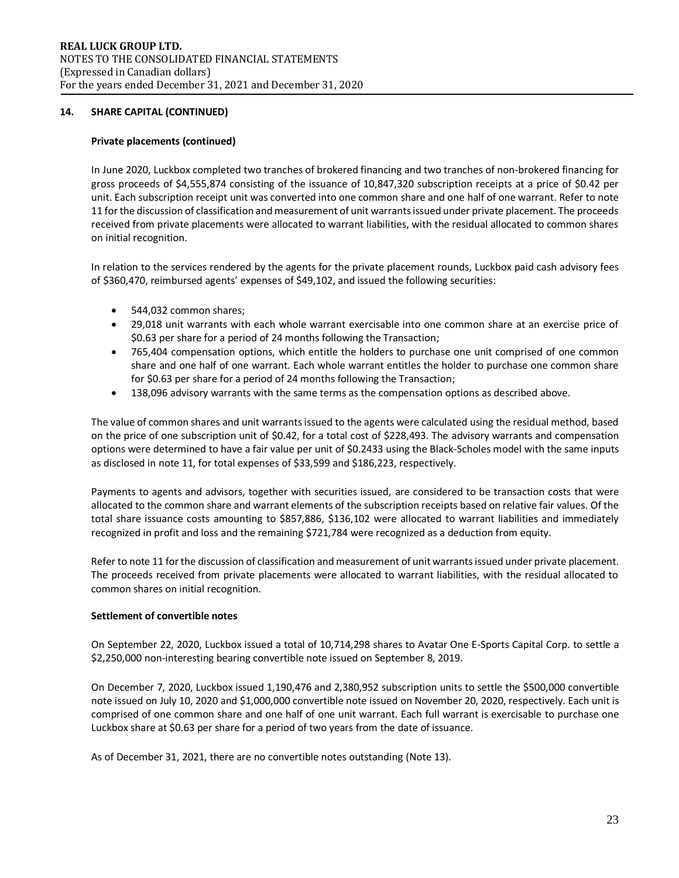## 14. SHARE CAPITAL (CONTINUED)

### Private placements (continued)

In June 2020, Luckbox completed two tranches of brokered financing and two tranches of non-brokered financing for gross proceeds of $4,555,874 consisting of the issuance of 10,847,320 subscription receipts at a price of $0.42 per unit. Each subscription receipt unit was converted into one common share and one half of one warrant. Refer to note 11 for the discussion of classification and measurement of unit warrants issued under private placement. The proceeds received from private placements were allocated to warrant liabilities, with the residual allocated to common shares on initial recognition.

In relation to the services rendered by the agents for the private placement rounds, Luckbox paid cash advisory fees of $360,470, reimbursed agents' expenses of $49,102, and issued the following securities:

- 544,032 common shares;
- 29,018 unit warrants with each whole warrant exercisable into one common share at an exercise price of $0.63 per share for a period of 24 months following the Transaction;
- 765,404 compensation options, which entitle the holders to purchase one unit comprised of one common share and one half of one warrant. Each whole warrant entitles the holder to purchase one common share for $0.63 per share for a period of 24 months following the Transaction;
- 138,096 advisory warrants with the same terms as the compensation options as described above.

The value of common shares and unit warrants issued to the agents were calculated using the residual method, based on the price of one subscription unit of $0.42, for a total cost of $228,493. The advisory warrants and compensation options were determined to have a fair value per unit of $0.2433 using the Black-Scholes model with the same inputs as disclosed in note 11, for total expenses of $33,599 and $186,223, respectively.

Payments to agents and advisors, together with securities issued, are considered to be transaction costs that were allocated to the common share and warrant elements of the subscription receipts based on relative fair values. Of the total share issuance costs amounting to $857,886, $136,102 were allocated to warrant liabilities and immediately recognized in profit and loss and the remaining $721,784 were recognized as a deduction from equity.

Refer to note 11 for the discussion of classification and measurement of unit warrants issued under private placement. The proceeds received from private placements were allocated to warrant liabilities, with the residual allocated to common shares on initial recognition.

### Settlement of convertible notes

On September 22, 2020, Luckbox issued a total of 10,714,298 shares to Avatar One E-Sports Capital Corp. to settle a $2,250,000 non-interesting bearing convertible note issued on September 8, 2019.

On December 7, 2020, Luckbox issued 1,190,476 and 2,380,952 subscription units to settle the $500,000 convertible note issued on July 10, 2020 and $1,000,000 convertible note issued on November 20, 2020, respectively. Each unit is comprised of one common share and one half of one unit warrant. Each full warrant is exercisable to purchase one Luckbox share at $0.63 per share for a period of two years from the date of issuance.

As of December 31, 2021, there are no convertible notes outstanding (Note 13).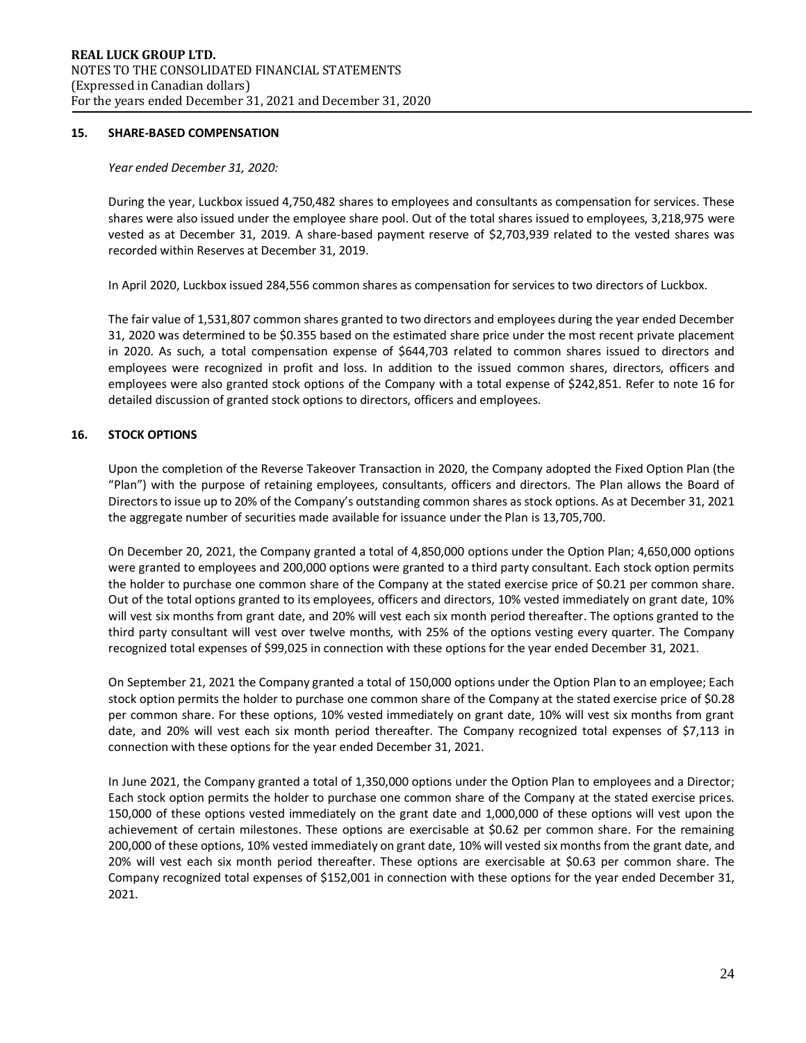## 15. SHARE-BASED COMPENSATION

*Year ended December 31, 2020:*

During the year, Luckbox issued 4,750,482 shares to employees and consultants as compensation for services. These shares were also issued under the employee share pool. Out of the total shares issued to employees, 3,218,975 were vested as at December 31, 2019. A share-based payment reserve of $2,703,939 related to the vested shares was recorded within Reserves at December 31, 2019.

In April 2020, Luckbox issued 284,556 common shares as compensation for services to two directors of Luckbox.

The fair value of 1,531,807 common shares granted to two directors and employees during the year ended December 31, 2020 was determined to be $0.355 based on the estimated share price under the most recent private placement in 2020. As such, a total compensation expense of $644,703 related to common shares issued to directors and employees were recognized in profit and loss. In addition to the issued common shares, directors, officers and employees were also granted stock options of the Company with a total expense of $242,851. Refer to note 16 for detailed discussion of granted stock options to directors, officers and employees.

## 16. STOCK OPTIONS

Upon the completion of the Reverse Takeover Transaction in 2020, the Company adopted the Fixed Option Plan (the "Plan") with the purpose of retaining employees, consultants, officers and directors. The Plan allows the Board of Directors to issue up to 20% of the Company's outstanding common shares as stock options. As at December 31, 2021 the aggregate number of securities made available for issuance under the Plan is 13,705,700.

On December 20, 2021, the Company granted a total of 4,850,000 options under the Option Plan; 4,650,000 options were granted to employees and 200,000 options were granted to a third party consultant. Each stock option permits the holder to purchase one common share of the Company at the stated exercise price of $0.21 per common share. Out of the total options granted to its employees, officers and directors, 10% vested immediately on grant date, 10% will vest six months from grant date, and 20% will vest each six month period thereafter. The options granted to the third party consultant will vest over twelve months, with 25% of the options vesting every quarter. The Company recognized total expenses of $99,025 in connection with these options for the year ended December 31, 2021.

On September 21, 2021 the Company granted a total of 150,000 options under the Option Plan to an employee; Each stock option permits the holder to purchase one common share of the Company at the stated exercise price of $0.28 per common share. For these options, 10% vested immediately on grant date, 10% will vest six months from grant date, and 20% will vest each six month period thereafter. The Company recognized total expenses of $7,113 in connection with these options for the year ended December 31, 2021.

In June 2021, the Company granted a total of 1,350,000 options under the Option Plan to employees and a Director; Each stock option permits the holder to purchase one common share of the Company at the stated exercise prices. 150,000 of these options vested immediately on the grant date and 1,000,000 of these options will vest upon the achievement of certain milestones. These options are exercisable at $0.62 per common share. For the remaining 200,000 of these options, 10% vested immediately on grant date, 10% will vested six months from the grant date, and 20% will vest each six month period thereafter. These options are exercisable at $0.63 per common share. The Company recognized total expenses of $152,001 in connection with these options for the year ended December 31, 2021.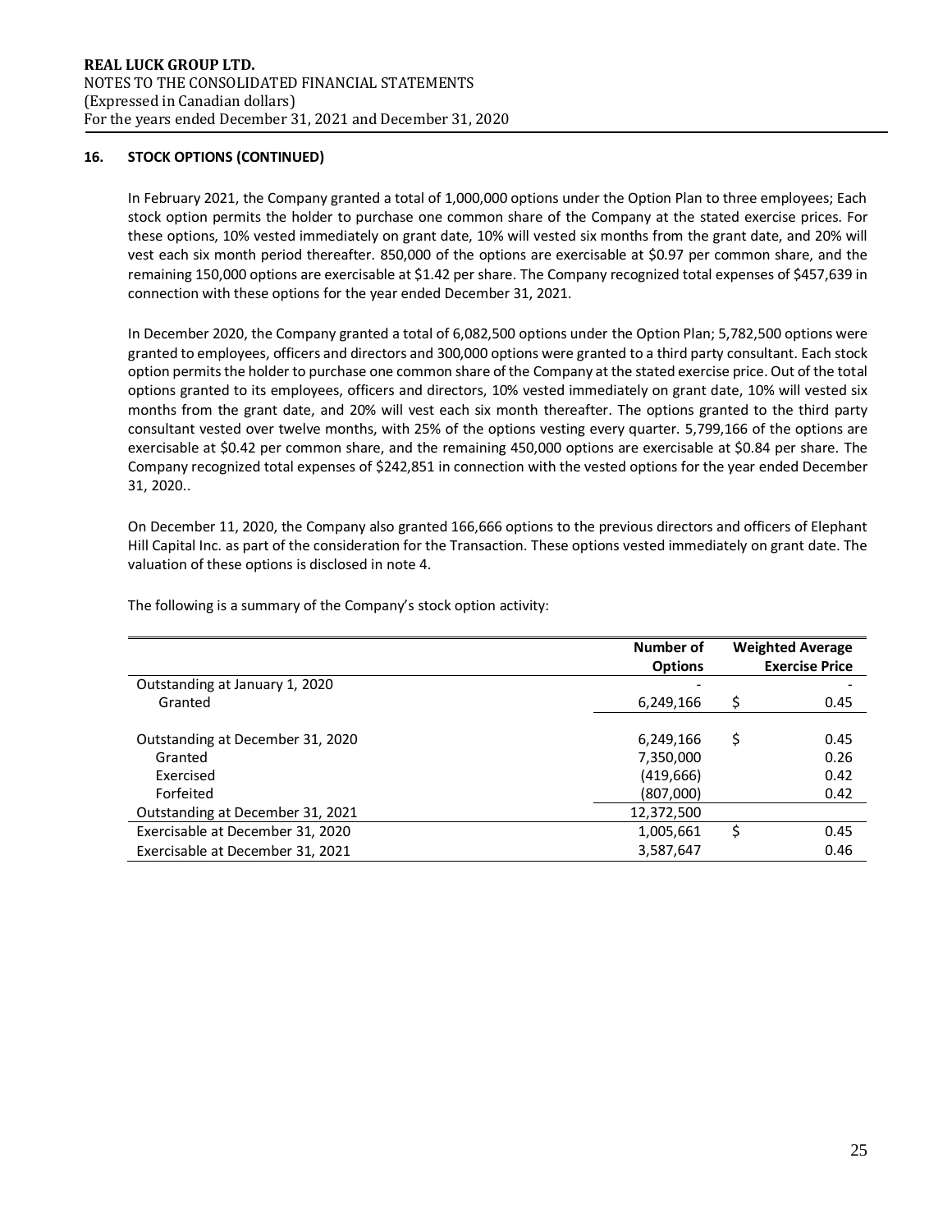## 16. STOCK OPTIONS (CONTINUED)

In February 2021, the Company granted a total of 1,000,000 options under the Option Plan to three employees; Each stock option permits the holder to purchase one common share of the Company at the stated exercise prices. For these options, 10% vested immediately on grant date, 10% will vested six months from the grant date, and 20% will vest each six month period thereafter. 850,000 of the options are exercisable at $0.97 per common share, and the remaining 150,000 options are exercisable at $1.42 per share. The Company recognized total expenses of $457,639 in connection with these options for the year ended December 31, 2021.

In December 2020, the Company granted a total of 6,082,500 options under the Option Plan; 5,782,500 options were granted to employees, officers and directors and 300,000 options were granted to a third party consultant. Each stock option permits the holder to purchase one common share of the Company at the stated exercise price. Out of the total options granted to its employees, officers and directors, 10% vested immediately on grant date, 10% will vested six months from the grant date, and 20% will vest each six month thereafter. The options granted to the third party consultant vested over twelve months, with 25% of the options vesting every quarter. 5,799,166 of the options are exercisable at $0.42 per common share, and the remaining 450,000 options are exercisable at $0.84 per share. The Company recognized total expenses of $242,851 in connection with the vested options for the year ended December 31, 2020..

On December 11, 2020, the Company also granted 166,666 options to the previous directors and officers of Elephant Hill Capital Inc. as part of the consideration for the Transaction. These options vested immediately on grant date. The valuation of these options is disclosed in note 4.

The following is a summary of the Company's stock option activity:

| | Number of Options | Weighted Average Exercise Price |
|---|---|---|
| Outstanding at January 1, 2020 | - | - |
| Granted | 6,249,166 | $ 0.45 |
| Outstanding at December 31, 2020 | 6,249,166 | $ 0.45 |
| Granted | 7,350,000 | 0.26 |
| Exercised | (419,666) | 0.42 |
| Forfeited | (807,000) | 0.42 |
| Outstanding at December 31, 2021 | 12,372,500 | |
| Exercisable at December 31, 2020 | 1,005,661 | $ 0.45 |
| Exercisable at December 31, 2021 | 3,587,647 | 0.46 |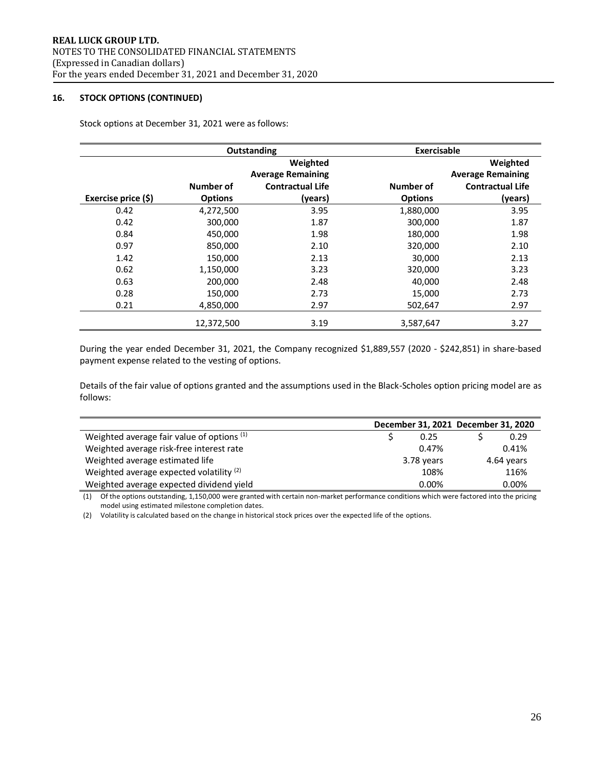## 16. STOCK OPTIONS (CONTINUED)

Stock options at December 31, 2021 were as follows:

| | Outstanding | | Exercisable | |
|---|---|---|---|---|
| Exercise price ($) | Number of Options | Weighted Average Remaining Contractual Life (years) | Number of Options | Weighted Average Remaining Contractual Life (years) |
| 0.42 | 4,272,500 | 3.95 | 1,880,000 | 3.95 |
| 0.42 | 300,000 | 1.87 | 300,000 | 1.87 |
| 0.84 | 450,000 | 1.98 | 180,000 | 1.98 |
| 0.97 | 850,000 | 2.10 | 320,000 | 2.10 |
| 1.42 | 150,000 | 2.13 | 30,000 | 2.13 |
| 0.62 | 1,150,000 | 3.23 | 320,000 | 3.23 |
| 0.63 | 200,000 | 2.48 | 40,000 | 2.48 |
| 0.28 | 150,000 | 2.73 | 15,000 | 2.73 |
| 0.21 | 4,850,000 | 2.97 | 502,647 | 2.97 |
| | 12,372,500 | 3.19 | 3,587,647 | 3.27 |

During the year ended December 31, 2021, the Company recognized $1,889,557 (2020 - $242,851) in share-based payment expense related to the vesting of options.

Details of the fair value of options granted and the assumptions used in the Black-Scholes option pricing model are as follows:

| | December 31, 2021 | December 31, 2020 |
|---|---|---|
| Weighted average fair value of options (1) | $ 0.25 | $ 0.29 |
| Weighted average risk-free interest rate | 0.47% | 0.41% |
| Weighted average estimated life | 3.78 years | 4.64 years |
| Weighted average expected volatility (2) | 108% | 116% |
| Weighted average expected dividend yield | 0.00% | 0.00% |

(1) Of the options outstanding, 1,150,000 were granted with certain non-market performance conditions which were factored into the pricing model using estimated milestone completion dates.

(2) Volatility is calculated based on the change in historical stock prices over the expected life of the options.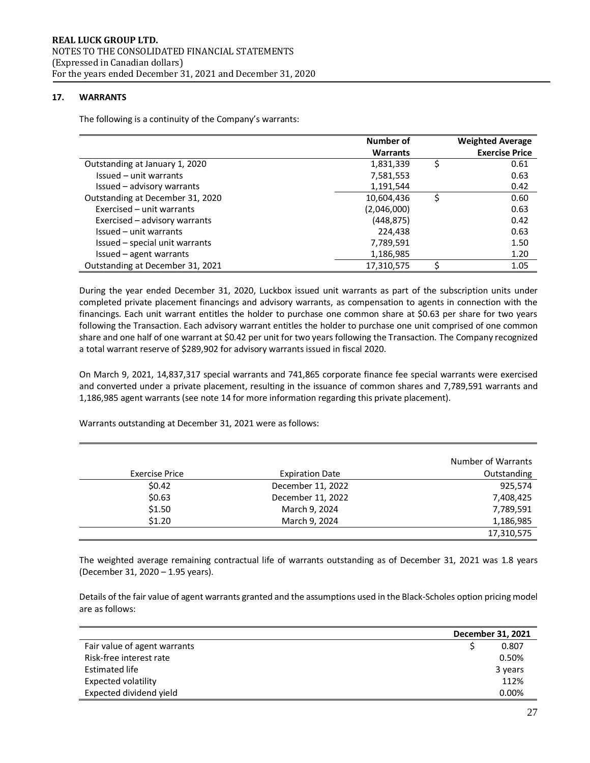## 17. WARRANTS

The following is a continuity of the Company's warrants:

| | Number of Warrants | Weighted Average Exercise Price |
|---|---|---|
| Outstanding at January 1, 2020 | 1,831,339 | $ 0.61 |
| Issued – unit warrants | 7,581,553 | 0.63 |
| Issued – advisory warrants | 1,191,544 | 0.42 |
| Outstanding at December 31, 2020 | 10,604,436 | $ 0.60 |
| Exercised – unit warrants | (2,046,000) | 0.63 |
| Exercised – advisory warrants | (448,875) | 0.42 |
| Issued – unit warrants | 224,438 | 0.63 |
| Issued – special unit warrants | 7,789,591 | 1.50 |
| Issued – agent warrants | 1,186,985 | 1.20 |
| Outstanding at December 31, 2021 | 17,310,575 | $ 1.05 |

During the year ended December 31, 2020, Luckbox issued unit warrants as part of the subscription units under completed private placement financings and advisory warrants, as compensation to agents in connection with the financings. Each unit warrant entitles the holder to purchase one common share at $0.63 per share for two years following the Transaction. Each advisory warrant entitles the holder to purchase one unit comprised of one common share and one half of one warrant at $0.42 per unit for two years following the Transaction. The Company recognized a total warrant reserve of $289,902 for advisory warrants issued in fiscal 2020.

On March 9, 2021, 14,837,317 special warrants and 741,865 corporate finance fee special warrants were exercised and converted under a private placement, resulting in the issuance of common shares and 7,789,591 warrants and 1,186,985 agent warrants (see note 14 for more information regarding this private placement).

Warrants outstanding at December 31, 2021 were as follows:

| Exercise Price | Expiration Date | Number of Warrants Outstanding |
|---|---|---|
| $0.42 | December 11, 2022 | 925,574 |
| $0.63 | December 11, 2022 | 7,408,425 |
| $1.50 | March 9, 2024 | 7,789,591 |
| $1.20 | March 9, 2024 | 1,186,985 |
| | | 17,310,575 |

The weighted average remaining contractual life of warrants outstanding as of December 31, 2021 was 1.8 years (December 31, 2020 – 1.95 years).

Details of the fair value of agent warrants granted and the assumptions used in the Black-Scholes option pricing model are as follows:

| | December 31, 2021 |
|---|---|
| Fair value of agent warrants | $ 0.807 |
| Risk-free interest rate | 0.50% |
| Estimated life | 3 years |
| Expected volatility | 112% |
| Expected dividend yield | 0.00% |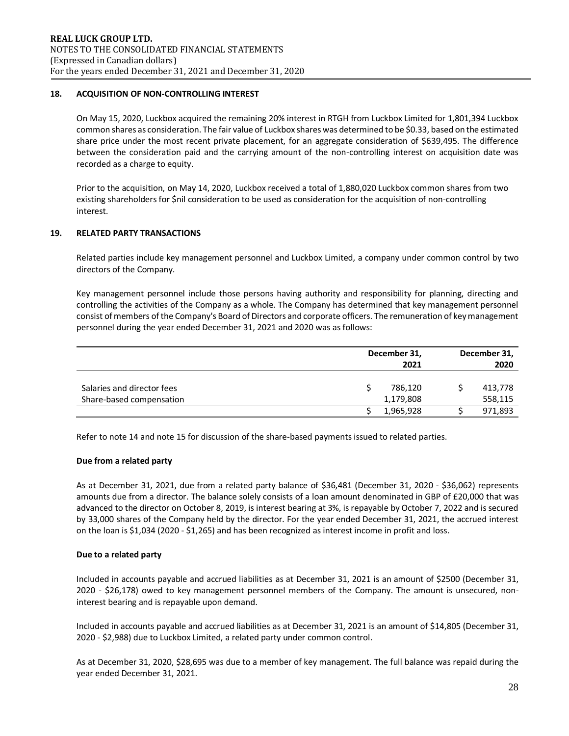## 18. ACQUISITION OF NON-CONTROLLING INTEREST

On May 15, 2020, Luckbox acquired the remaining 20% interest in RTGH from Luckbox Limited for 1,801,394 Luckbox common shares as consideration. The fair value of Luckbox shares was determined to be $0.33, based on the estimated share price under the most recent private placement, for an aggregate consideration of $639,495. The difference between the consideration paid and the carrying amount of the non-controlling interest on acquisition date was recorded as a charge to equity.

Prior to the acquisition, on May 14, 2020, Luckbox received a total of 1,880,020 Luckbox common shares from two existing shareholders for $nil consideration to be used as consideration for the acquisition of non-controlling interest.

## 19. RELATED PARTY TRANSACTIONS

Related parties include key management personnel and Luckbox Limited, a company under common control by two directors of the Company.

Key management personnel include those persons having authority and responsibility for planning, directing and controlling the activities of the Company as a whole. The Company has determined that key management personnel consist of members of the Company's Board of Directors and corporate officers. The remuneration of key management personnel during the year ended December 31, 2021 and 2020 was as follows:

| | December 31, 2021 | December 31, 2020 |
|---|---|---|
| Salaries and director fees | $ 786,120 | $ 413,778 |
| Share-based compensation | 1,179,808 | 558,115 |
| | $ 1,965,928 | $ 971,893 |

Refer to note 14 and note 15 for discussion of the share-based payments issued to related parties.

**Due from a related party**

As at December 31, 2021, due from a related party balance of $36,481 (December 31, 2020 - $36,062) represents amounts due from a director. The balance solely consists of a loan amount denominated in GBP of £20,000 that was advanced to the director on October 8, 2019, is interest bearing at 3%, is repayable by October 7, 2022 and is secured by 33,000 shares of the Company held by the director. For the year ended December 31, 2021, the accrued interest on the loan is $1,034 (2020 - $1,265) and has been recognized as interest income in profit and loss.

**Due to a related party**

Included in accounts payable and accrued liabilities as at December 31, 2021 is an amount of $2500 (December 31, 2020 - $26,178) owed to key management personnel members of the Company. The amount is unsecured, non-interest bearing and is repayable upon demand.

Included in accounts payable and accrued liabilities as at December 31, 2021 is an amount of $14,805 (December 31, 2020 - $2,988) due to Luckbox Limited, a related party under common control.

As at December 31, 2020, $28,695 was due to a member of key management. The full balance was repaid during the year ended December 31, 2021.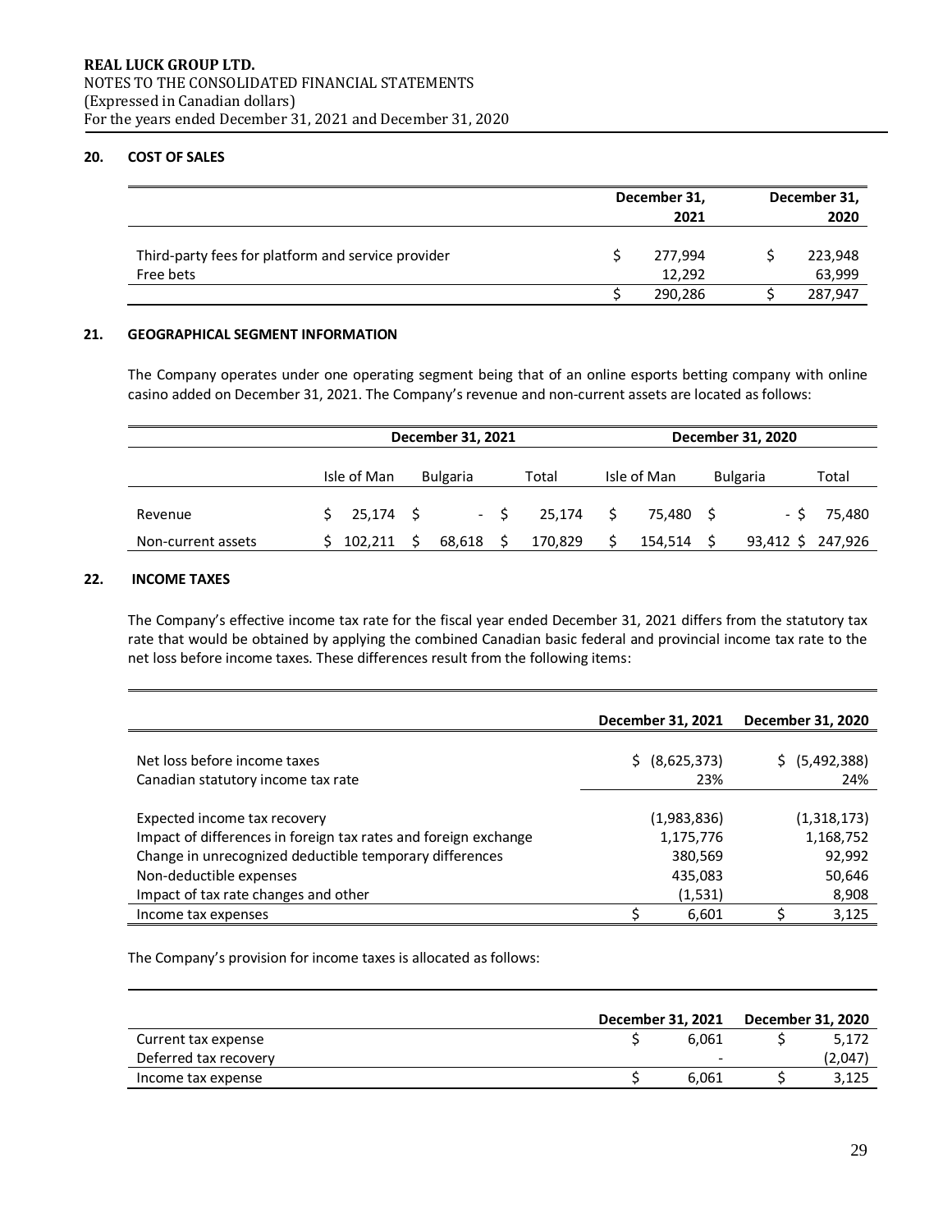REAL LUCK GROUP LTD.
NOTES TO THE CONSOLIDATED FINANCIAL STATEMENTS
(Expressed in Canadian dollars)
For the years ended December 31, 2021 and December 31, 2020

## 20. COST OF SALES

| | December 31, 2021 | December 31, 2020 |
|---|---|---|
| Third-party fees for platform and service provider | $ 277,994 | $ 223,948 |
| Free bets | 12,292 | 63,999 |
| | $ 290,286 | $ 287,947 |

## 21. GEOGRAPHICAL SEGMENT INFORMATION

The Company operates under one operating segment being that of an online esports betting company with online casino added on December 31, 2021. The Company's revenue and non-current assets are located as follows:

| | December 31, 2021 | | | December 31, 2020 | | |
|---|---|---|---|---|---|---|
| | Isle of Man | Bulgaria | Total | Isle of Man | Bulgaria | Total |
| Revenue | $ 25,174 | $ - | $ 25,174 | $ 75,480 | $ - | $ 75,480 |
| Non-current assets | $ 102,211 | $ 68,618 | $ 170,829 | $ 154,514 | $ 93,412 | $ 247,926 |

## 22. INCOME TAXES

The Company's effective income tax rate for the fiscal year ended December 31, 2021 differs from the statutory tax rate that would be obtained by applying the combined Canadian basic federal and provincial income tax rate to the net loss before income taxes. These differences result from the following items:

| | December 31, 2021 | December 31, 2020 |
|---|---|---|
| Net loss before income taxes | $ (8,625,373) | $ (5,492,388) |
| Canadian statutory income tax rate | 23% | 24% |
| Expected income tax recovery | (1,983,836) | (1,318,173) |
| Impact of differences in foreign tax rates and foreign exchange | 1,175,776 | 1,168,752 |
| Change in unrecognized deductible temporary differences | 380,569 | 92,992 |
| Non-deductible expenses | 435,083 | 50,646 |
| Impact of tax rate changes and other | (1,531) | 8,908 |
| Income tax expenses | $ 6,601 | $ 3,125 |

The Company's provision for income taxes is allocated as follows:

| | December 31, 2021 | December 31, 2020 |
|---|---|---|
| Current tax expense | $ 6,061 | $ 5,172 |
| Deferred tax recovery | - | (2,047) |
| Income tax expense | $ 6,061 | $ 3,125 |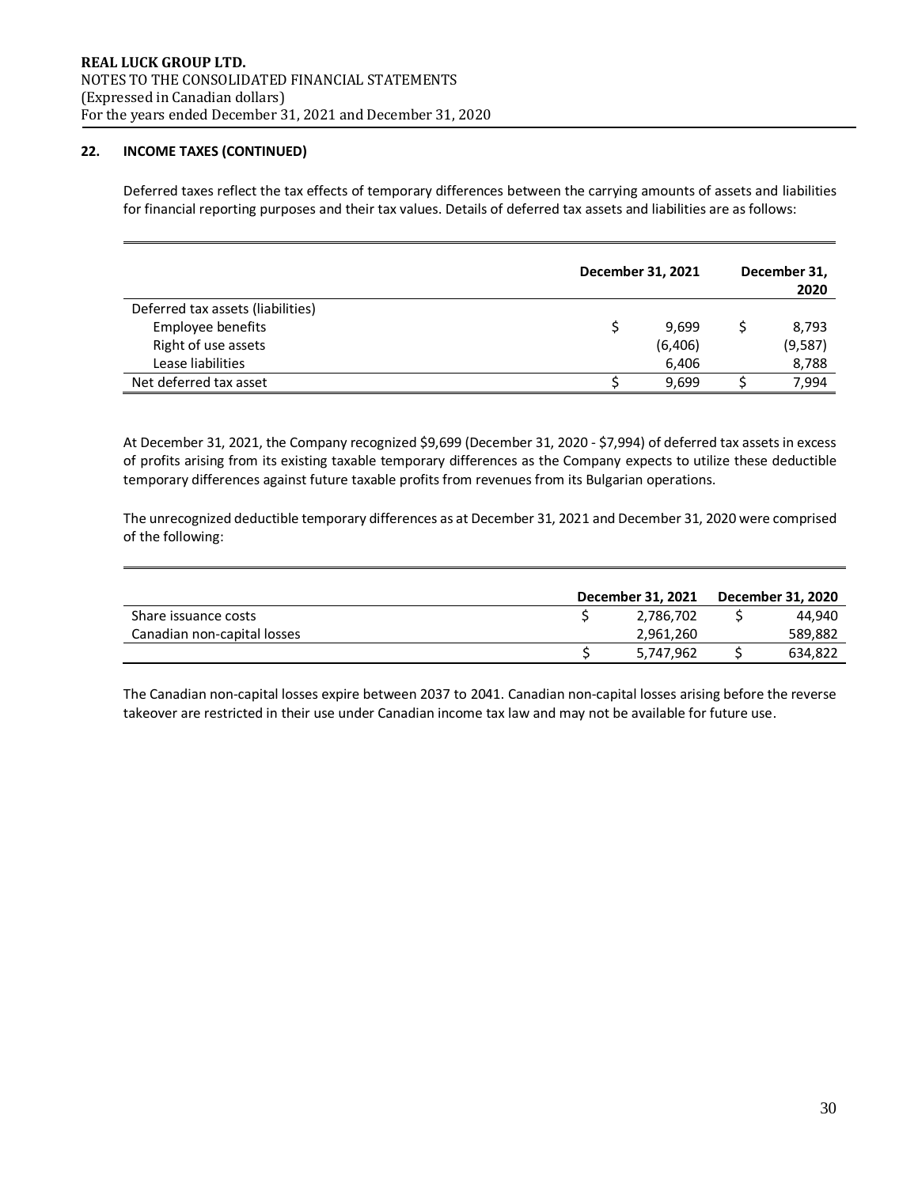## 22. INCOME TAXES (CONTINUED)

Deferred taxes reflect the tax effects of temporary differences between the carrying amounts of assets and liabilities for financial reporting purposes and their tax values. Details of deferred tax assets and liabilities are as follows:

| | December 31, 2021 | December 31, 2020 |
|---|---|---|
| Deferred tax assets (liabilities) | | |
| Employee benefits | $ 9,699 | $ 8,793 |
| Right of use assets | (6,406) | (9,587) |
| Lease liabilities | 6,406 | 8,788 |
| Net deferred tax asset | $ 9,699 | $ 7,994 |

At December 31, 2021, the Company recognized $9,699 (December 31, 2020 - $7,994) of deferred tax assets in excess of profits arising from its existing taxable temporary differences as the Company expects to utilize these deductible temporary differences against future taxable profits from revenues from its Bulgarian operations.

The unrecognized deductible temporary differences as at December 31, 2021 and December 31, 2020 were comprised of the following:

| | December 31, 2021 | December 31, 2020 |
|---|---|---|
| Share issuance costs | $ 2,786,702 | $ 44,940 |
| Canadian non-capital losses | 2,961,260 | 589,882 |
| | $ 5,747,962 | $ 634,822 |

The Canadian non-capital losses expire between 2037 to 2041. Canadian non-capital losses arising before the reverse takeover are restricted in their use under Canadian income tax law and may not be available for future use.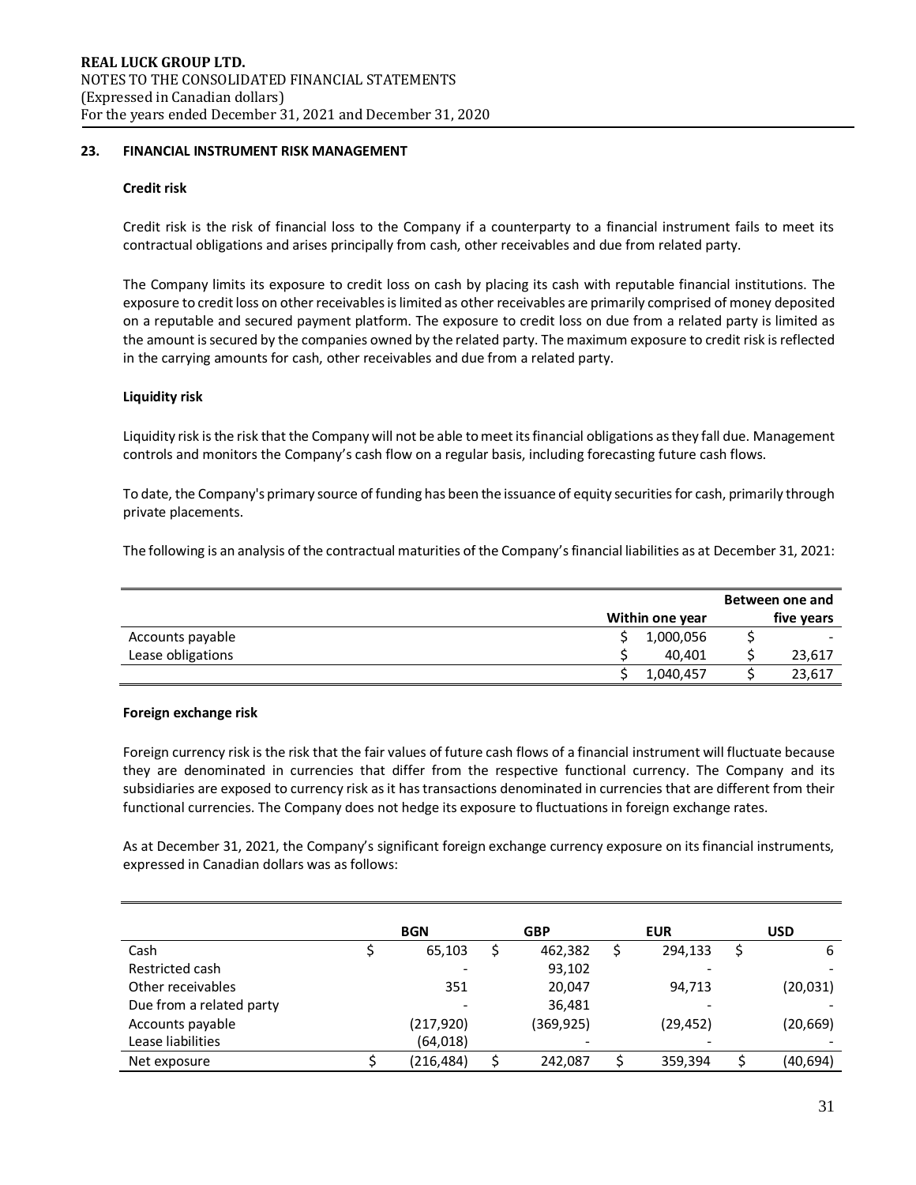## 23. FINANCIAL INSTRUMENT RISK MANAGEMENT

### Credit risk

Credit risk is the risk of financial loss to the Company if a counterparty to a financial instrument fails to meet its contractual obligations and arises principally from cash, other receivables and due from related party.

The Company limits its exposure to credit loss on cash by placing its cash with reputable financial institutions. The exposure to credit loss on other receivables is limited as other receivables are primarily comprised of money deposited on a reputable and secured payment platform. The exposure to credit loss on due from a related party is limited as the amount is secured by the companies owned by the related party. The maximum exposure to credit risk is reflected in the carrying amounts for cash, other receivables and due from a related party.

### Liquidity risk

Liquidity risk is the risk that the Company will not be able to meet its financial obligations as they fall due. Management controls and monitors the Company's cash flow on a regular basis, including forecasting future cash flows.

To date, the Company's primary source of funding has been the issuance of equity securities for cash, primarily through private placements.

The following is an analysis of the contractual maturities of the Company's financial liabilities as at December 31, 2021:

| | Within one year | Between one and five years |
|---|---|---|
| Accounts payable | $ 1,000,056 | $ - |
| Lease obligations | $ 40,401 | $ 23,617 |
| | $ 1,040,457 | $ 23,617 |

### Foreign exchange risk

Foreign currency risk is the risk that the fair values of future cash flows of a financial instrument will fluctuate because they are denominated in currencies that differ from the respective functional currency. The Company and its subsidiaries are exposed to currency risk as it has transactions denominated in currencies that are different from their functional currencies. The Company does not hedge its exposure to fluctuations in foreign exchange rates.

As at December 31, 2021, the Company's significant foreign exchange currency exposure on its financial instruments, expressed in Canadian dollars was as follows:

| | BGN | GBP | EUR | USD |
|---|---|---|---|---|
| Cash | $ 65,103 | $ 462,382 | $ 294,133 | $ 6 |
| Restricted cash | - | 93,102 | - | - |
| Other receivables | 351 | 20,047 | 94,713 | (20,031) |
| Due from a related party | - | 36,481 | - | - |
| Accounts payable | (217,920) | (369,925) | (29,452) | (20,669) |
| Lease liabilities | (64,018) | - | - | - |
| Net exposure | $ (216,484) | $ 242,087 | $ 359,394 | $ (40,694) |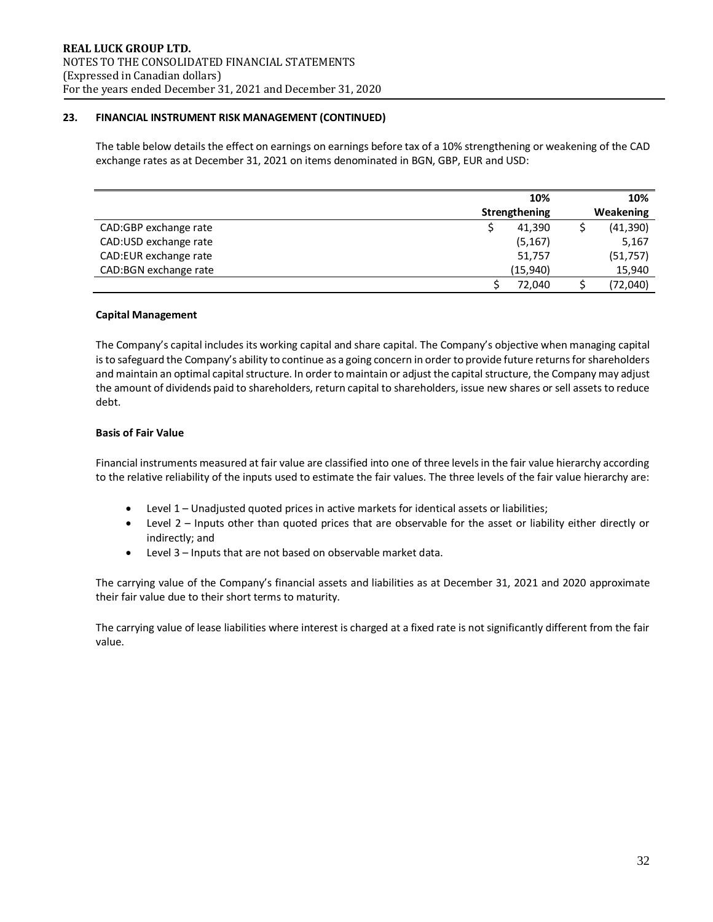### 23. FINANCIAL INSTRUMENT RISK MANAGEMENT (CONTINUED)

The table below details the effect on earnings on earnings before tax of a 10% strengthening or weakening of the CAD exchange rates as at December 31, 2021 on items denominated in BGN, GBP, EUR and USD:

| | 10% Strengthening | 10% Weakening |
|---|---|---|
| CAD:GBP exchange rate | $ 41,390 | $ (41,390) |
| CAD:USD exchange rate | (5,167) | 5,167 |
| CAD:EUR exchange rate | 51,757 | (51,757) |
| CAD:BGN exchange rate | (15,940) | 15,940 |
| | $ 72,040 | $ (72,040) |

**Capital Management**

The Company's capital includes its working capital and share capital. The Company's objective when managing capital is to safeguard the Company's ability to continue as a going concern in order to provide future returns for shareholders and maintain an optimal capital structure. In order to maintain or adjust the capital structure, the Company may adjust the amount of dividends paid to shareholders, return capital to shareholders, issue new shares or sell assets to reduce debt.

**Basis of Fair Value**

Financial instruments measured at fair value are classified into one of three levels in the fair value hierarchy according to the relative reliability of the inputs used to estimate the fair values. The three levels of the fair value hierarchy are:

- Level 1 – Unadjusted quoted prices in active markets for identical assets or liabilities;
- Level 2 – Inputs other than quoted prices that are observable for the asset or liability either directly or indirectly; and
- Level 3 – Inputs that are not based on observable market data.

The carrying value of the Company's financial assets and liabilities as at December 31, 2021 and 2020 approximate their fair value due to their short terms to maturity.

The carrying value of lease liabilities where interest is charged at a fixed rate is not significantly different from the fair value.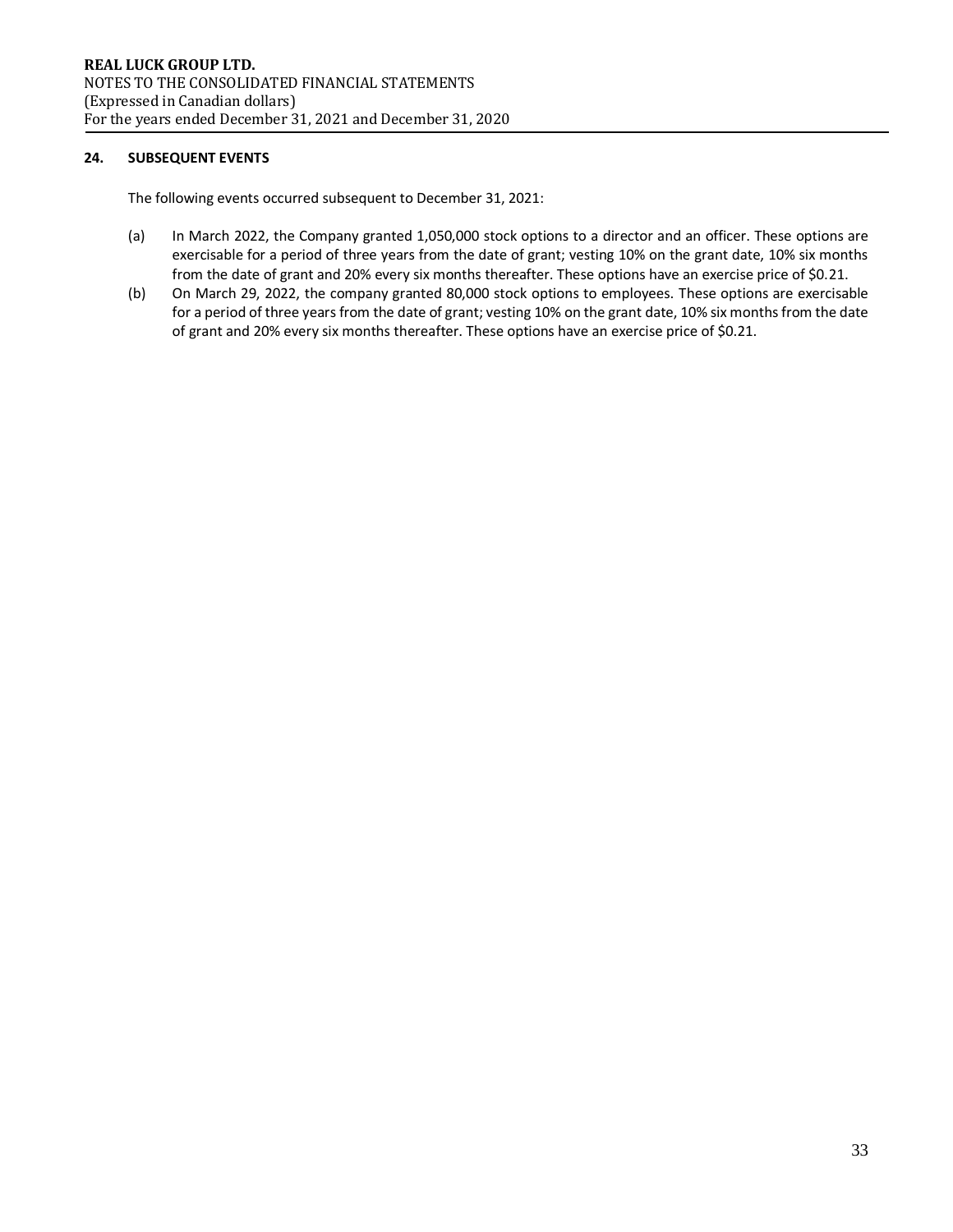## 24. SUBSEQUENT EVENTS

The following events occurred subsequent to December 31, 2021:

(a) In March 2022, the Company granted 1,050,000 stock options to a director and an officer. These options are exercisable for a period of three years from the date of grant; vesting 10% on the grant date, 10% six months from the date of grant and 20% every six months thereafter. These options have an exercise price of $0.21.

(b) On March 29, 2022, the company granted 80,000 stock options to employees. These options are exercisable for a period of three years from the date of grant; vesting 10% on the grant date, 10% six months from the date of grant and 20% every six months thereafter. These options have an exercise price of $0.21.